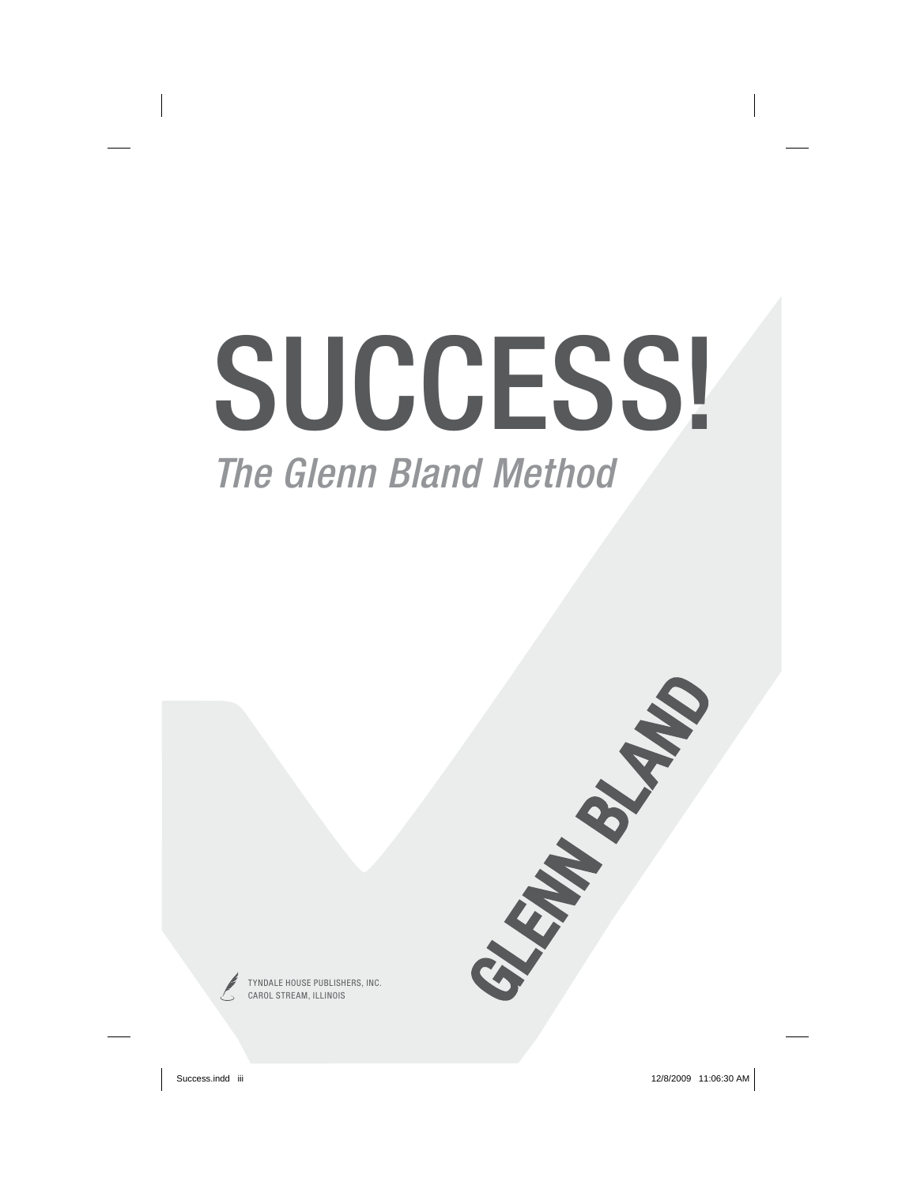# SUCCESS!

## *The Glenn Bland Method*

GLENN BLAND

TYNDALE HOUSE PUBLISHERS, INC.
CAROL STREAM, ILLINOIS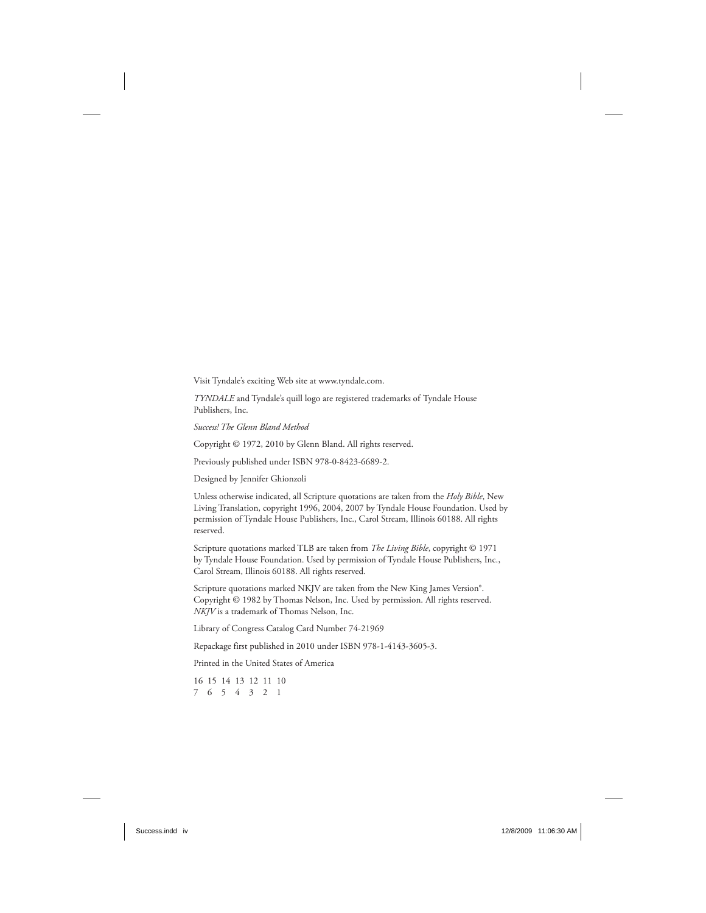Visit Tyndale's exciting Web site at www.tyndale.com.

*TYNDALE* and Tyndale's quill logo are registered trademarks of Tyndale House Publishers, Inc.

*Success! The Glenn Bland Method*

Copyright © 1972, 2010 by Glenn Bland. All rights reserved.

Previously published under ISBN 978-0-8423-6689-2.

Designed by Jennifer Ghionzoli

Unless otherwise indicated, all Scripture quotations are taken from the *Holy Bible*, New Living Translation, copyright 1996, 2004, 2007 by Tyndale House Foundation. Used by permission of Tyndale House Publishers, Inc., Carol Stream, Illinois 60188. All rights reserved.

Scripture quotations marked TLB are taken from *The Living Bible*, copyright © 1971 by Tyndale House Foundation. Used by permission of Tyndale House Publishers, Inc., Carol Stream, Illinois 60188. All rights reserved.

Scripture quotations marked NKJV are taken from the New King James Version®. Copyright © 1982 by Thomas Nelson, Inc. Used by permission. All rights reserved. *NKJV* is a trademark of Thomas Nelson, Inc.

Library of Congress Catalog Card Number 74-21969

Repackage first published in 2010 under ISBN 978-1-4143-3605-3.

Printed in the United States of America

16 15 14 13 12 11 10
7 6 5 4 3 2 1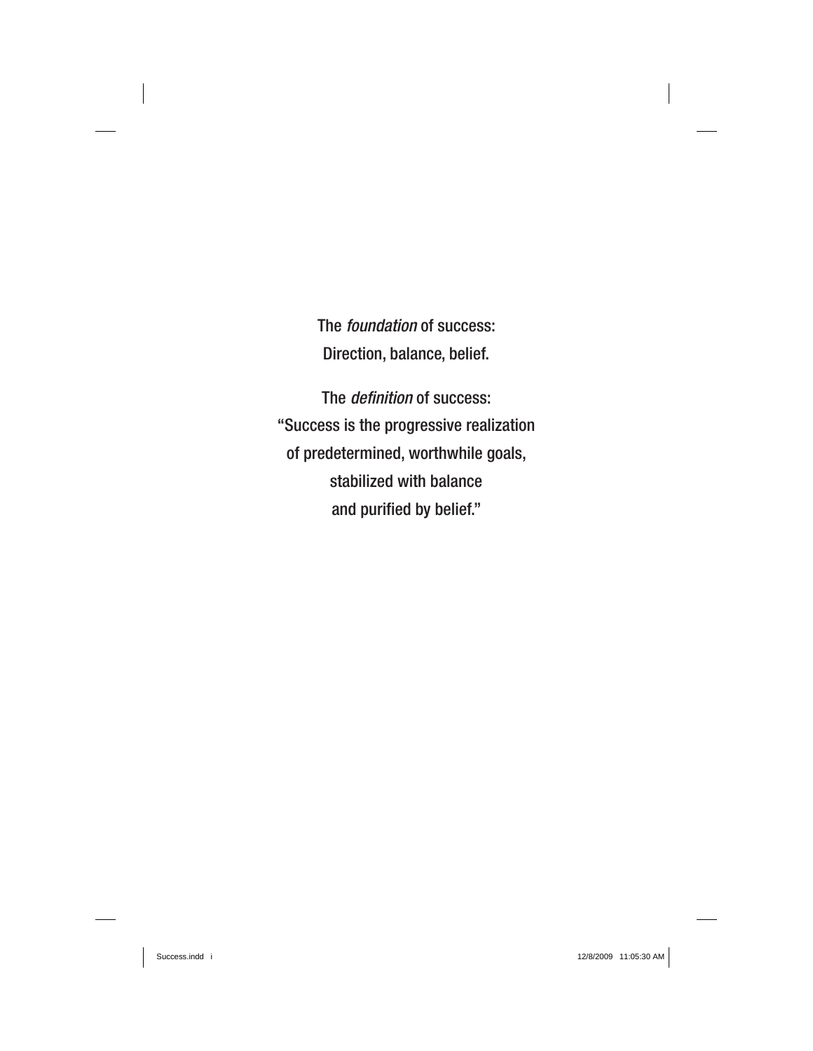The *foundation* of success:
Direction, balance, belief.

The *definition* of success:
"Success is the progressive realization
of predetermined, worthwhile goals,
stabilized with balance
and purified by belief."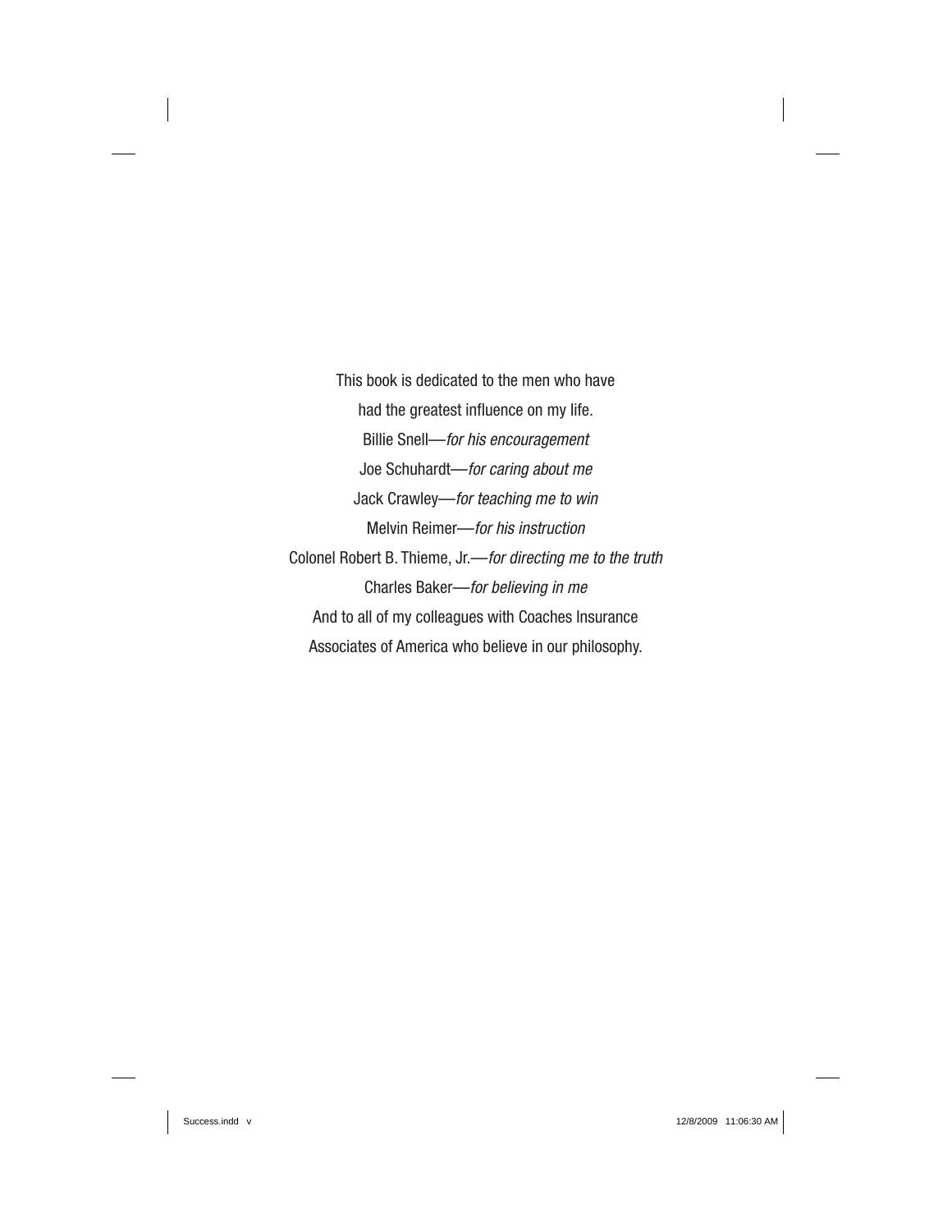This book is dedicated to the men who have
had the greatest influence on my life.

Billie Snell—*for his encouragement*

Joe Schuhardt—*for caring about me*

Jack Crawley—*for teaching me to win*

Melvin Reimer—*for his instruction*

Colonel Robert B. Thieme, Jr.—*for directing me to the truth*

Charles Baker—*for believing in me*

And to all of my colleagues with Coaches Insurance
Associates of America who believe in our philosophy.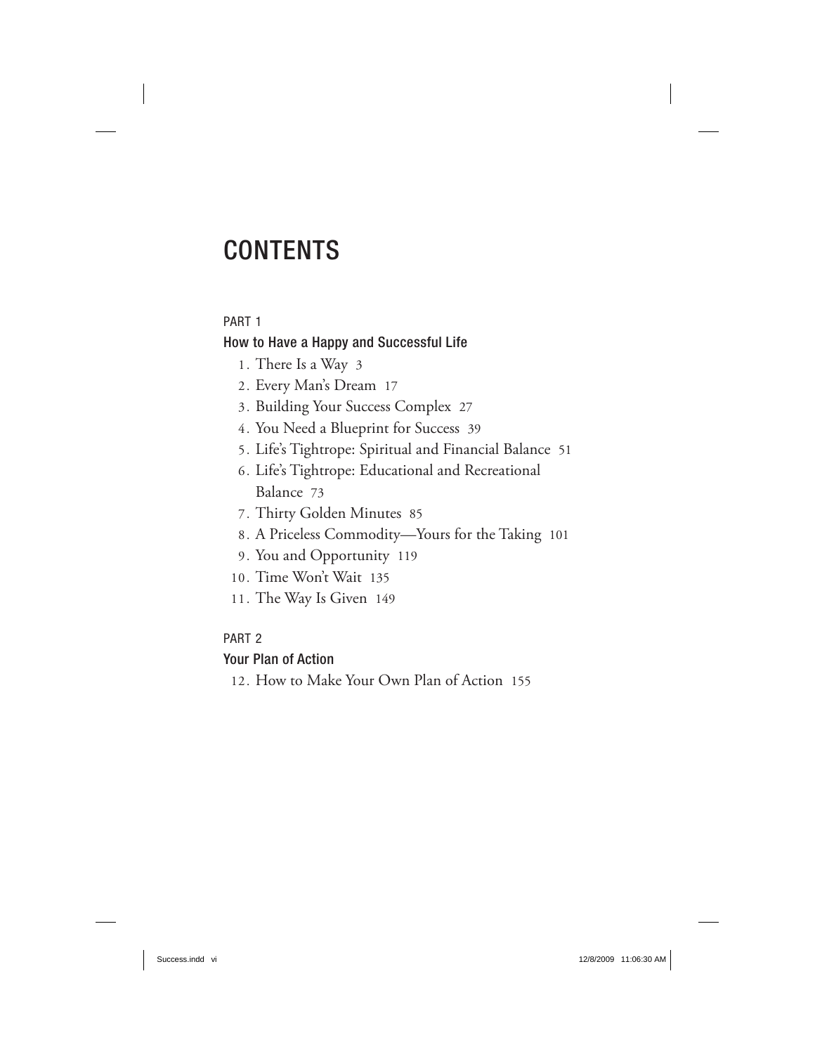# CONTENTS

PART 1

## How to Have a Happy and Successful Life

1. There Is a Way 3
2. Every Man's Dream 17
3. Building Your Success Complex 27
4. You Need a Blueprint for Success 39
5. Life's Tightrope: Spiritual and Financial Balance 51
6. Life's Tightrope: Educational and Recreational Balance 73
7. Thirty Golden Minutes 85
8. A Priceless Commodity—Yours for the Taking 101
9. You and Opportunity 119
10. Time Won't Wait 135
11. The Way Is Given 149

PART 2

## Your Plan of Action

12. How to Make Your Own Plan of Action 155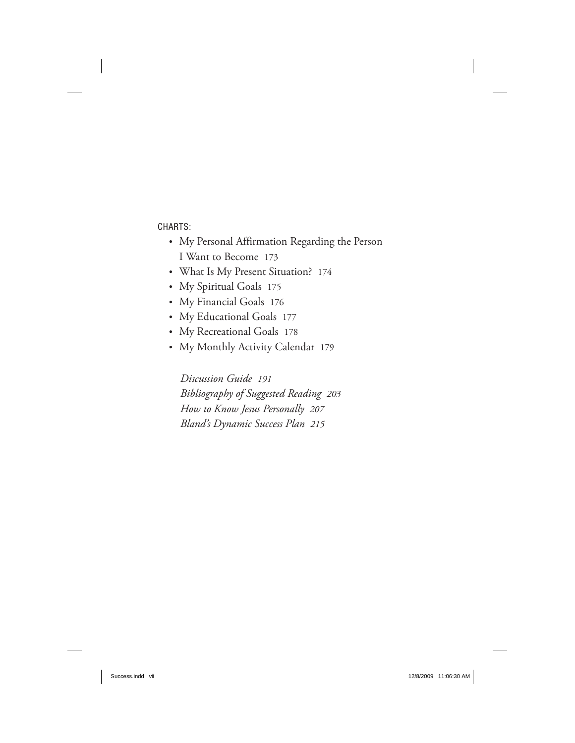CHARTS:

- My Personal Affirmation Regarding the Person I Want to Become 173
- What Is My Present Situation? 174
- My Spiritual Goals 175
- My Financial Goals 176
- My Educational Goals 177
- My Recreational Goals 178
- My Monthly Activity Calendar 179

*Discussion Guide 191*
*Bibliography of Suggested Reading 203*
*How to Know Jesus Personally 207*
*Bland's Dynamic Success Plan 215*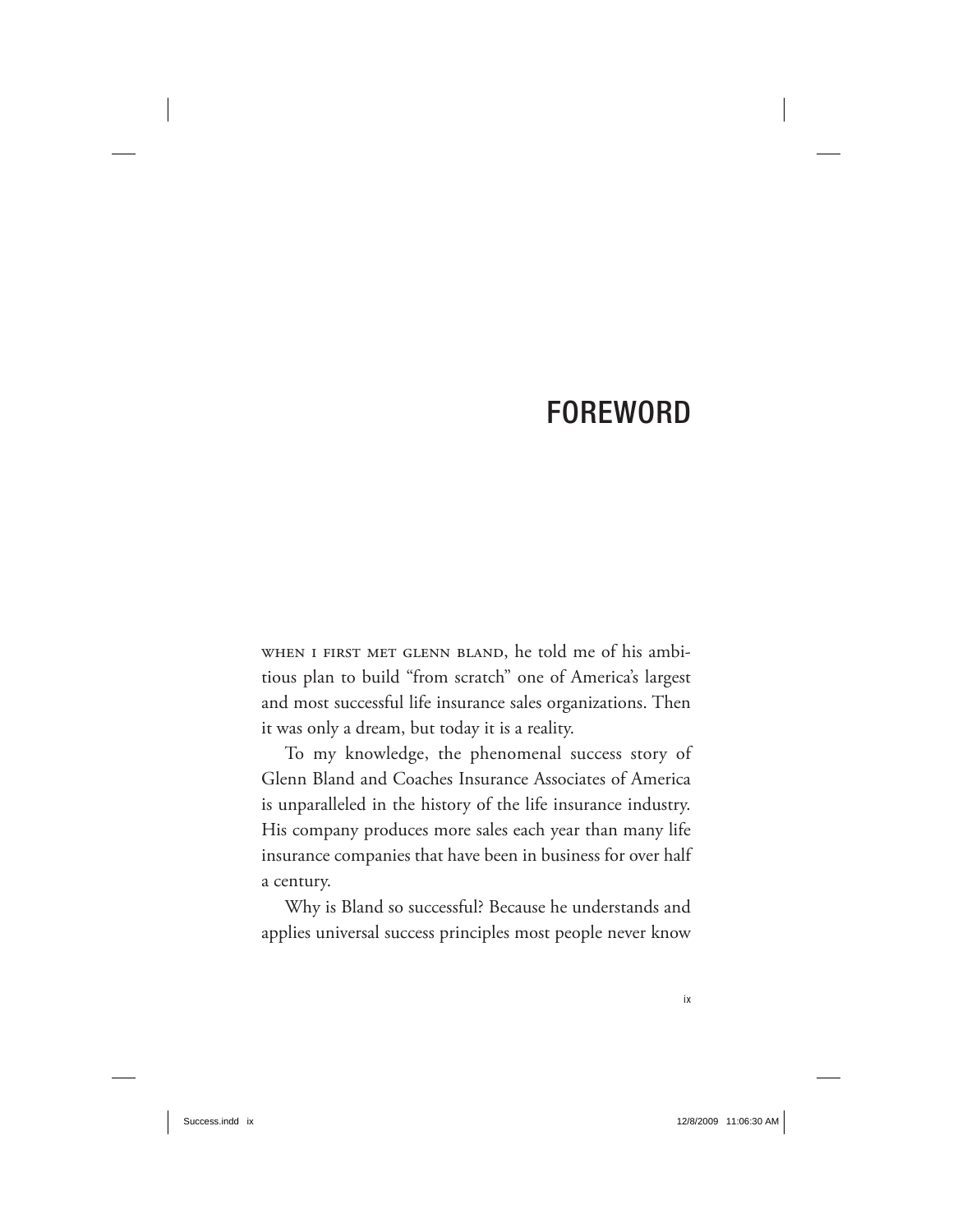# FOREWORD

When I first met Glenn Bland, he told me of his ambitious plan to build "from scratch" one of America's largest and most successful life insurance sales organizations. Then it was only a dream, but today it is a reality.

To my knowledge, the phenomenal success story of Glenn Bland and Coaches Insurance Associates of America is unparalleled in the history of the life insurance industry. His company produces more sales each year than many life insurance companies that have been in business for over half a century.

Why is Bland so successful? Because he understands and applies universal success principles most people never know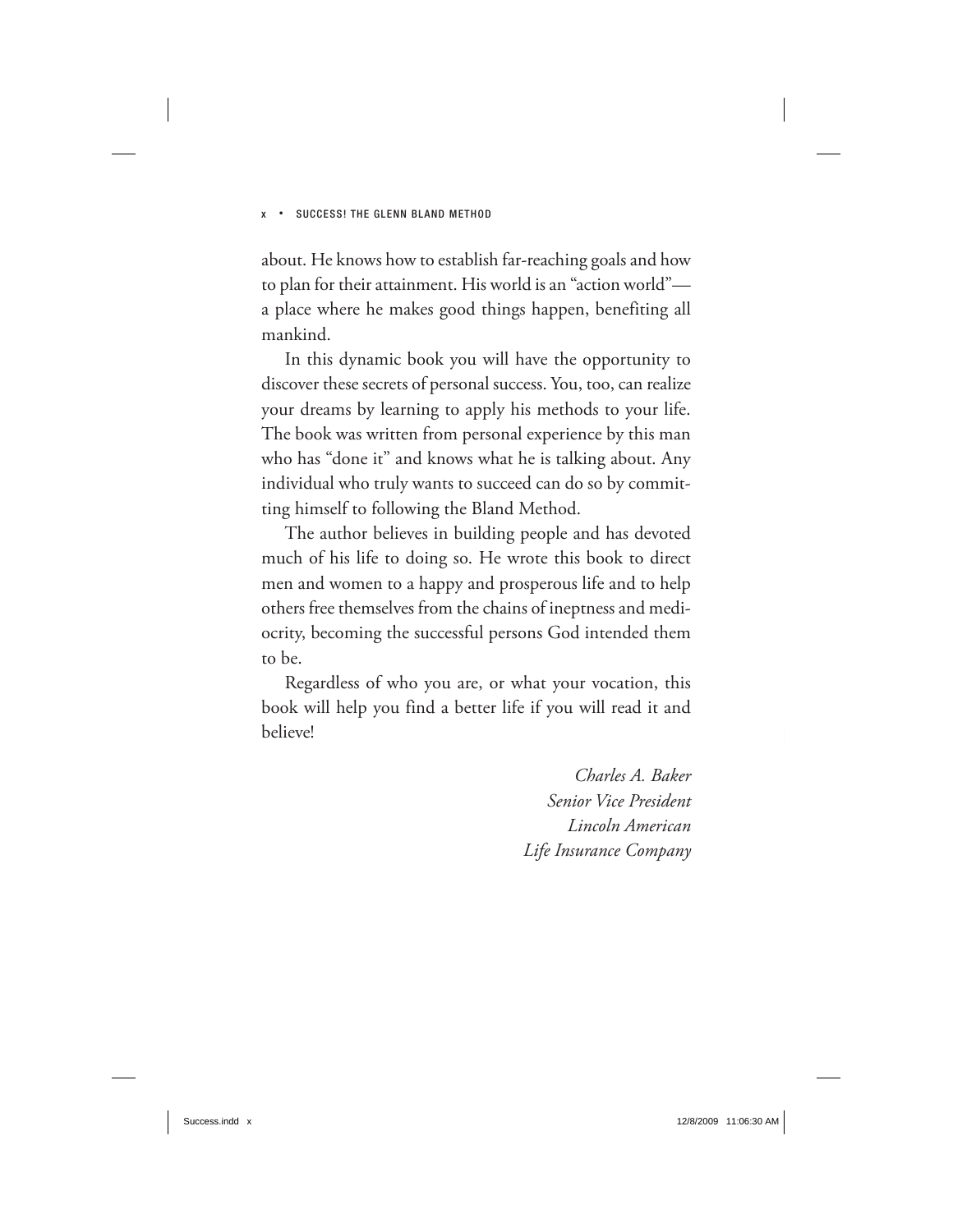about. He knows how to establish far-reaching goals and how to plan for their attainment. His world is an "action world"—a place where he makes good things happen, benefiting all mankind.

In this dynamic book you will have the opportunity to discover these secrets of personal success. You, too, can realize your dreams by learning to apply his methods to your life. The book was written from personal experience by this man who has "done it" and knows what he is talking about. Any individual who truly wants to succeed can do so by committing himself to following the Bland Method.

The author believes in building people and has devoted much of his life to doing so. He wrote this book to direct men and women to a happy and prosperous life and to help others free themselves from the chains of ineptness and mediocrity, becoming the successful persons God intended them to be.

Regardless of who you are, or what your vocation, this book will help you find a better life if you will read it and believe!

*Charles A. Baker*
*Senior Vice President*
*Lincoln American*
*Life Insurance Company*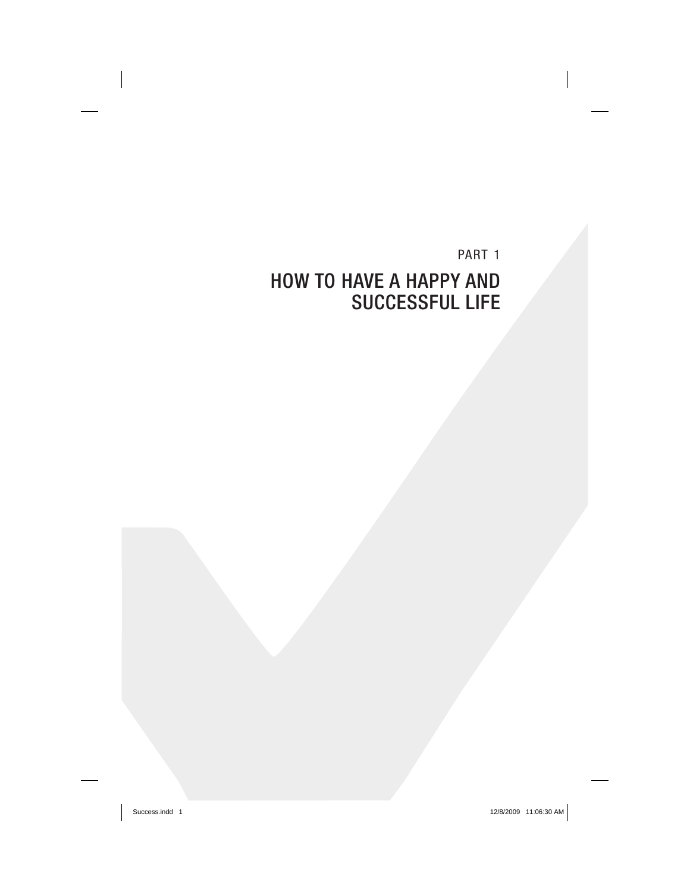PART 1

# HOW TO HAVE A HAPPY AND SUCCESSFUL LIFE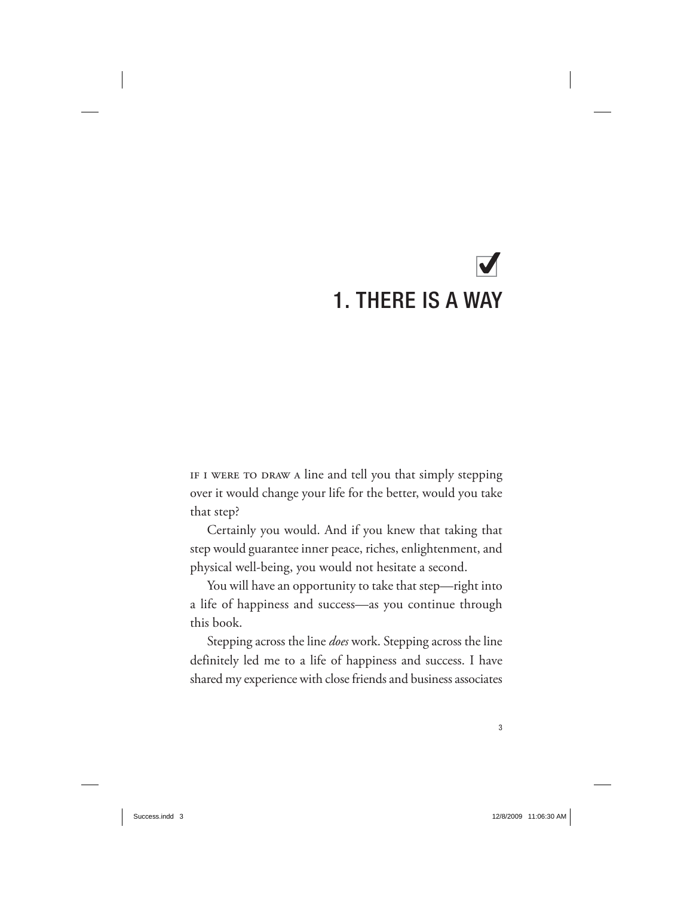# ☑ 1. THERE IS A WAY

If I were to draw a line and tell you that simply stepping over it would change your life for the better, would you take that step?

Certainly you would. And if you knew that taking that step would guarantee inner peace, riches, enlightenment, and physical well-being, you would not hesitate a second.

You will have an opportunity to take that step—right into a life of happiness and success—as you continue through this book.

Stepping across the line *does* work. Stepping across the line definitely led me to a life of happiness and success. I have shared my experience with close friends and business associates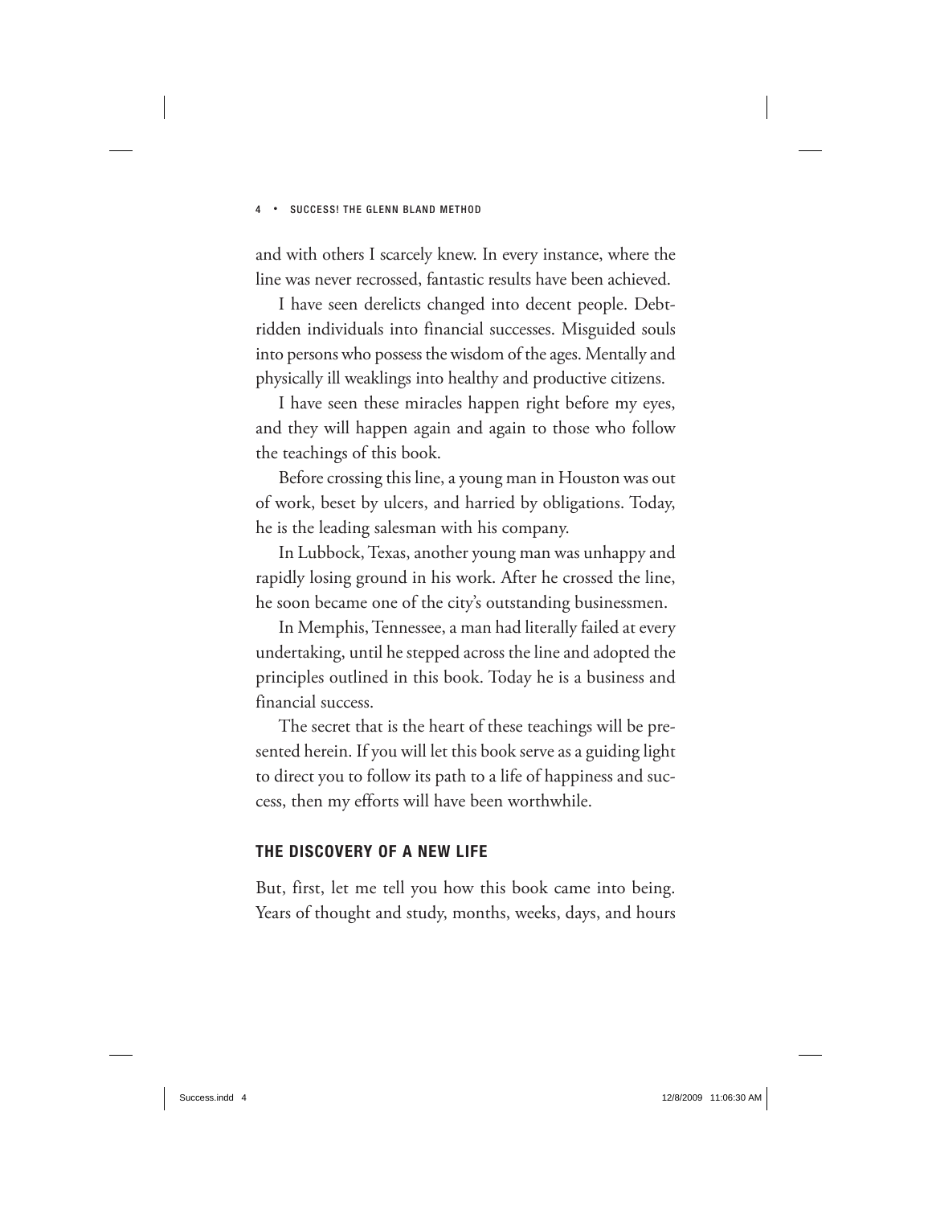and with others I scarcely knew. In every instance, where the line was never recrossed, fantastic results have been achieved.

I have seen derelicts changed into decent people. Debt-ridden individuals into financial successes. Misguided souls into persons who possess the wisdom of the ages. Mentally and physically ill weaklings into healthy and productive citizens.

I have seen these miracles happen right before my eyes, and they will happen again and again to those who follow the teachings of this book.

Before crossing this line, a young man in Houston was out of work, beset by ulcers, and harried by obligations. Today, he is the leading salesman with his company.

In Lubbock, Texas, another young man was unhappy and rapidly losing ground in his work. After he crossed the line, he soon became one of the city's outstanding businessmen.

In Memphis, Tennessee, a man had literally failed at every undertaking, until he stepped across the line and adopted the principles outlined in this book. Today he is a business and financial success.

The secret that is the heart of these teachings will be presented herein. If you will let this book serve as a guiding light to direct you to follow its path to a life of happiness and success, then my efforts will have been worthwhile.

## THE DISCOVERY OF A NEW LIFE

But, first, let me tell you how this book came into being. Years of thought and study, months, weeks, days, and hours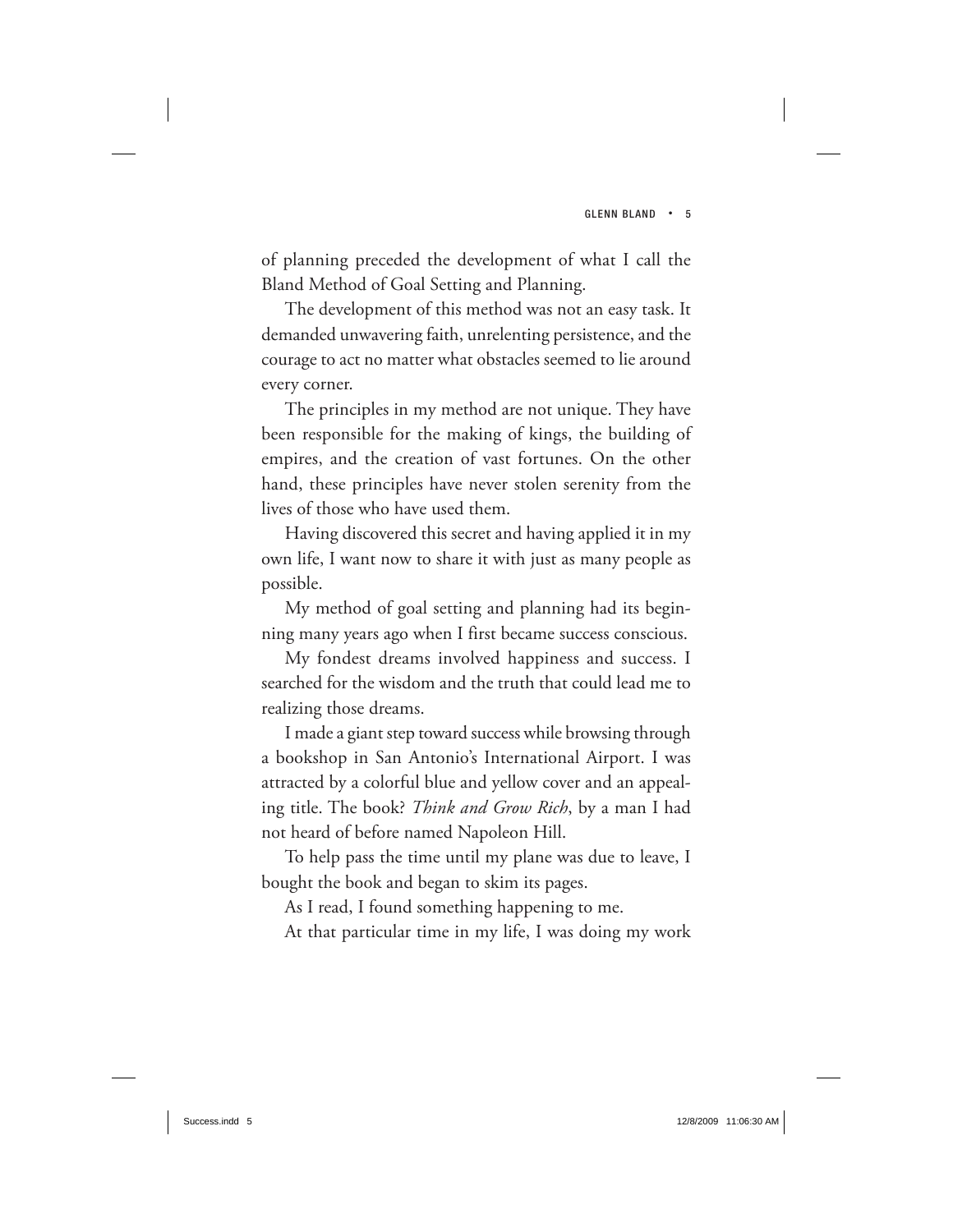of planning preceded the development of what I call the Bland Method of Goal Setting and Planning.

The development of this method was not an easy task. It demanded unwavering faith, unrelenting persistence, and the courage to act no matter what obstacles seemed to lie around every corner.

The principles in my method are not unique. They have been responsible for the making of kings, the building of empires, and the creation of vast fortunes. On the other hand, these principles have never stolen serenity from the lives of those who have used them.

Having discovered this secret and having applied it in my own life, I want now to share it with just as many people as possible.

My method of goal setting and planning had its beginning many years ago when I first became success conscious.

My fondest dreams involved happiness and success. I searched for the wisdom and the truth that could lead me to realizing those dreams.

I made a giant step toward success while browsing through a bookshop in San Antonio's International Airport. I was attracted by a colorful blue and yellow cover and an appealing title. The book? *Think and Grow Rich*, by a man I had not heard of before named Napoleon Hill.

To help pass the time until my plane was due to leave, I bought the book and began to skim its pages.

As I read, I found something happening to me.

At that particular time in my life, I was doing my work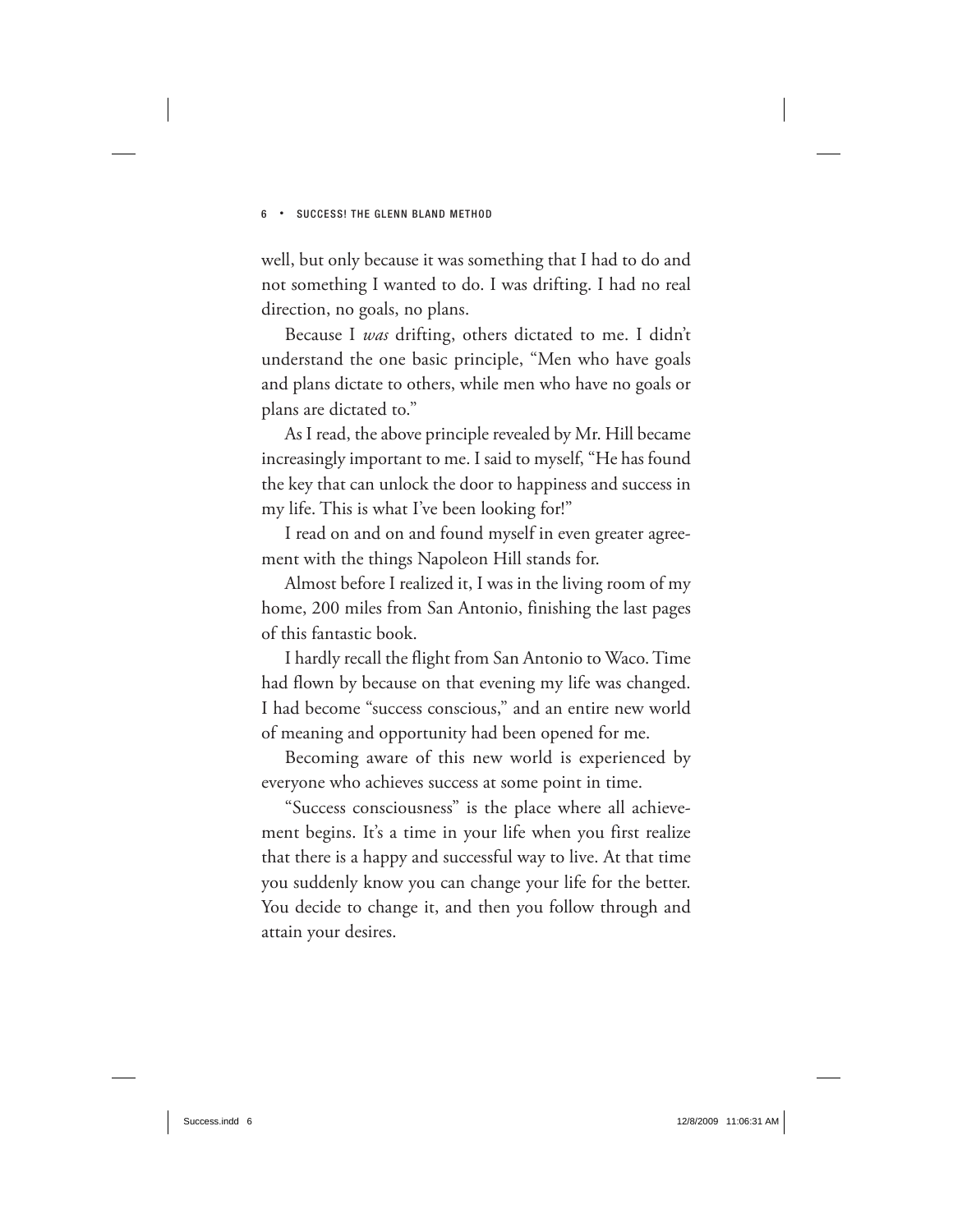well, but only because it was something that I had to do and not something I wanted to do. I was drifting. I had no real direction, no goals, no plans.

Because I *was* drifting, others dictated to me. I didn't understand the one basic principle, "Men who have goals and plans dictate to others, while men who have no goals or plans are dictated to."

As I read, the above principle revealed by Mr. Hill became increasingly important to me. I said to myself, "He has found the key that can unlock the door to happiness and success in my life. This is what I've been looking for!"

I read on and on and found myself in even greater agreement with the things Napoleon Hill stands for.

Almost before I realized it, I was in the living room of my home, 200 miles from San Antonio, finishing the last pages of this fantastic book.

I hardly recall the flight from San Antonio to Waco. Time had flown by because on that evening my life was changed. I had become "success conscious," and an entire new world of meaning and opportunity had been opened for me.

Becoming aware of this new world is experienced by everyone who achieves success at some point in time.

"Success consciousness" is the place where all achievement begins. It's a time in your life when you first realize that there is a happy and successful way to live. At that time you suddenly know you can change your life for the better. You decide to change it, and then you follow through and attain your desires.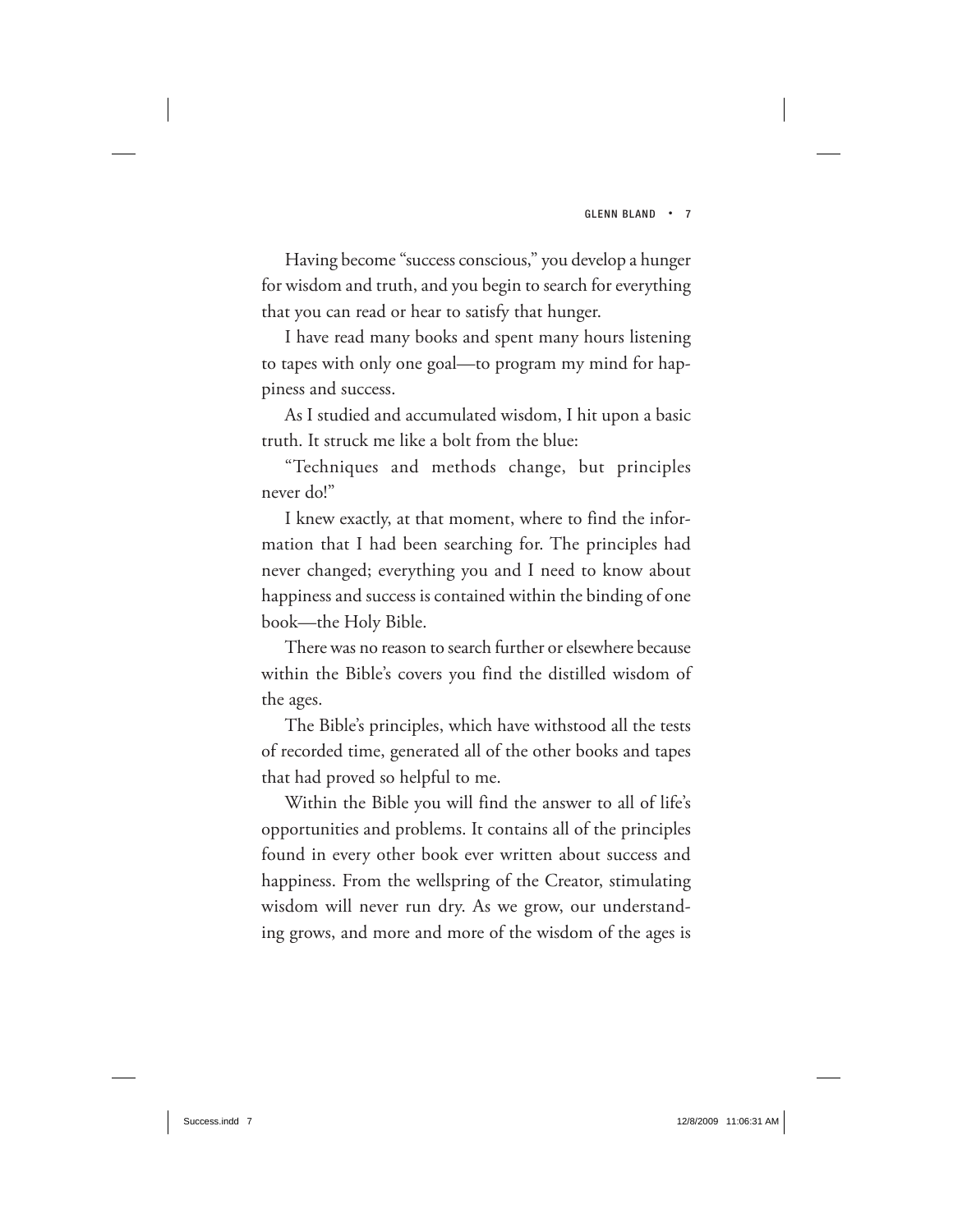Having become "success conscious," you develop a hunger for wisdom and truth, and you begin to search for everything that you can read or hear to satisfy that hunger.

I have read many books and spent many hours listening to tapes with only one goal—to program my mind for happiness and success.

As I studied and accumulated wisdom, I hit upon a basic truth. It struck me like a bolt from the blue:

"Techniques and methods change, but principles never do!"

I knew exactly, at that moment, where to find the information that I had been searching for. The principles had never changed; everything you and I need to know about happiness and success is contained within the binding of one book—the Holy Bible.

There was no reason to search further or elsewhere because within the Bible's covers you find the distilled wisdom of the ages.

The Bible's principles, which have withstood all the tests of recorded time, generated all of the other books and tapes that had proved so helpful to me.

Within the Bible you will find the answer to all of life's opportunities and problems. It contains all of the principles found in every other book ever written about success and happiness. From the wellspring of the Creator, stimulating wisdom will never run dry. As we grow, our understanding grows, and more and more of the wisdom of the ages is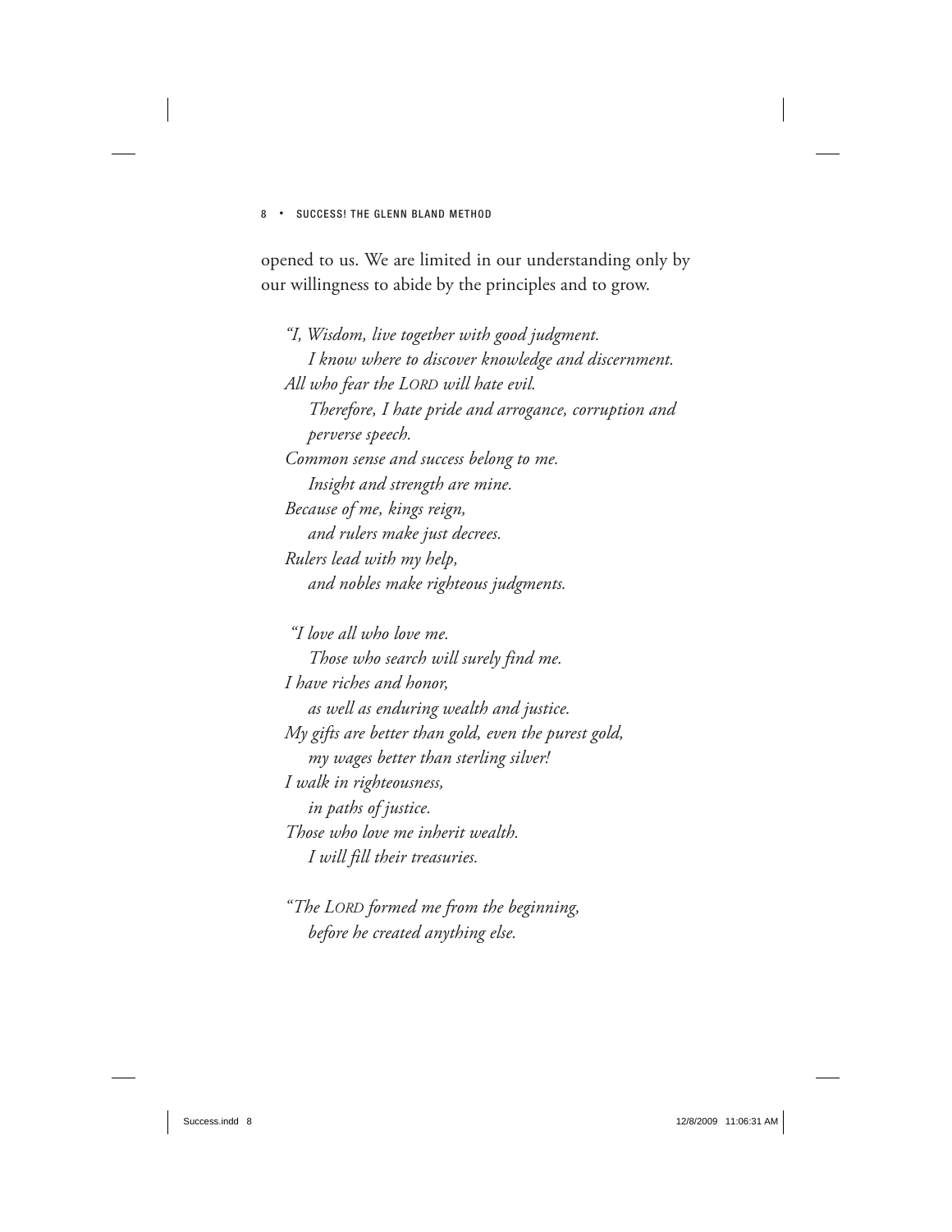opened to us. We are limited in our understanding only by our willingness to abide by the principles and to grow.

*"I, Wisdom, live together with good judgment.*
*I know where to discover knowledge and discernment.*
*All who fear the LORD will hate evil.*
*Therefore, I hate pride and arrogance, corruption and perverse speech.*
*Common sense and success belong to me.*
*Insight and strength are mine.*
*Because of me, kings reign,*
*and rulers make just decrees.*
*Rulers lead with my help,*
*and nobles make righteous judgments.*

*"I love all who love me.*
*Those who search will surely find me.*
*I have riches and honor,*
*as well as enduring wealth and justice.*
*My gifts are better than gold, even the purest gold,*
*my wages better than sterling silver!*
*I walk in righteousness,*
*in paths of justice.*
*Those who love me inherit wealth.*
*I will fill their treasuries.*

*"The LORD formed me from the beginning,*
*before he created anything else.*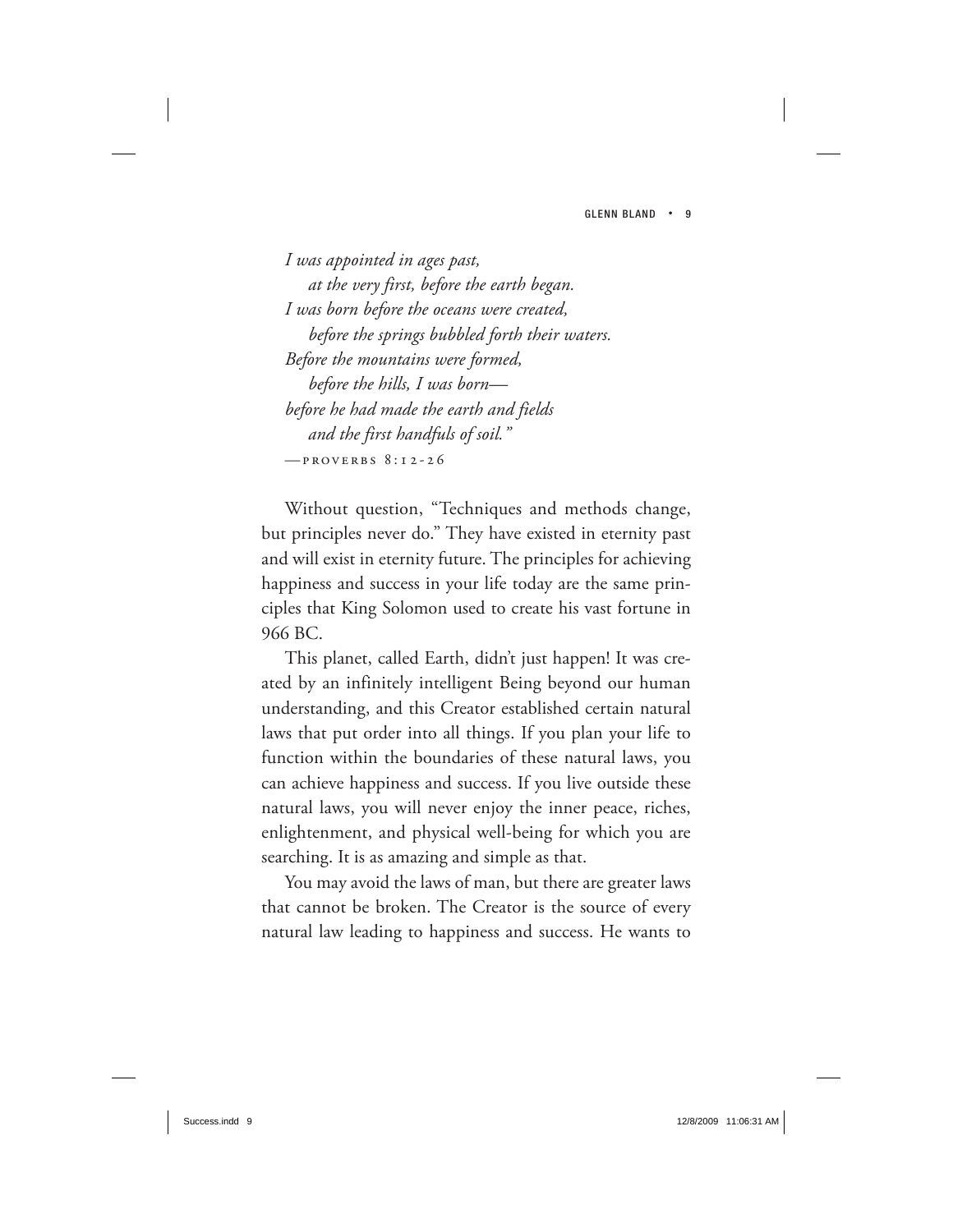*I was appointed in ages past,*
*at the very first, before the earth began.*
*I was born before the oceans were created,*
*before the springs bubbled forth their waters.*
*Before the mountains were formed,*
*before the hills, I was born—*
*before he had made the earth and fields*
*and the first handfuls of soil."*
—PROVERBS 8:12-26

Without question, "Techniques and methods change, but principles never do." They have existed in eternity past and will exist in eternity future. The principles for achieving happiness and success in your life today are the same principles that King Solomon used to create his vast fortune in 966 BC.

This planet, called Earth, didn't just happen! It was created by an infinitely intelligent Being beyond our human understanding, and this Creator established certain natural laws that put order into all things. If you plan your life to function within the boundaries of these natural laws, you can achieve happiness and success. If you live outside these natural laws, you will never enjoy the inner peace, riches, enlightenment, and physical well-being for which you are searching. It is as amazing and simple as that.

You may avoid the laws of man, but there are greater laws that cannot be broken. The Creator is the source of every natural law leading to happiness and success. He wants to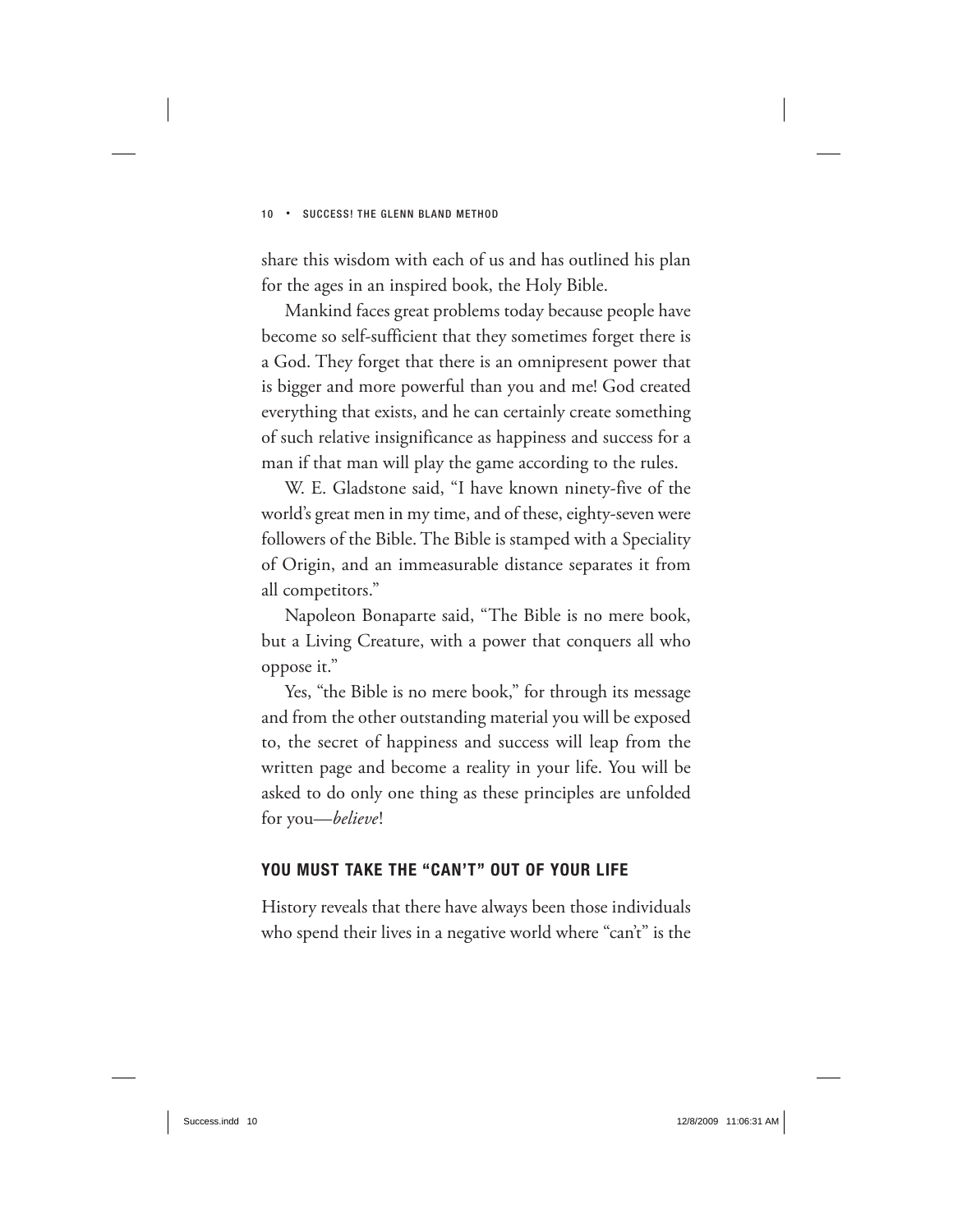share this wisdom with each of us and has outlined his plan for the ages in an inspired book, the Holy Bible.

Mankind faces great problems today because people have become so self-sufficient that they sometimes forget there is a God. They forget that there is an omnipresent power that is bigger and more powerful than you and me! God created everything that exists, and he can certainly create something of such relative insignificance as happiness and success for a man if that man will play the game according to the rules.

W. E. Gladstone said, "I have known ninety-five of the world's great men in my time, and of these, eighty-seven were followers of the Bible. The Bible is stamped with a Speciality of Origin, and an immeasurable distance separates it from all competitors."

Napoleon Bonaparte said, "The Bible is no mere book, but a Living Creature, with a power that conquers all who oppose it."

Yes, "the Bible is no mere book," for through its message and from the other outstanding material you will be exposed to, the secret of happiness and success will leap from the written page and become a reality in your life. You will be asked to do only one thing as these principles are unfolded for you—*believe*!

## YOU MUST TAKE THE "CAN'T" OUT OF YOUR LIFE

History reveals that there have always been those individuals who spend their lives in a negative world where "can't" is the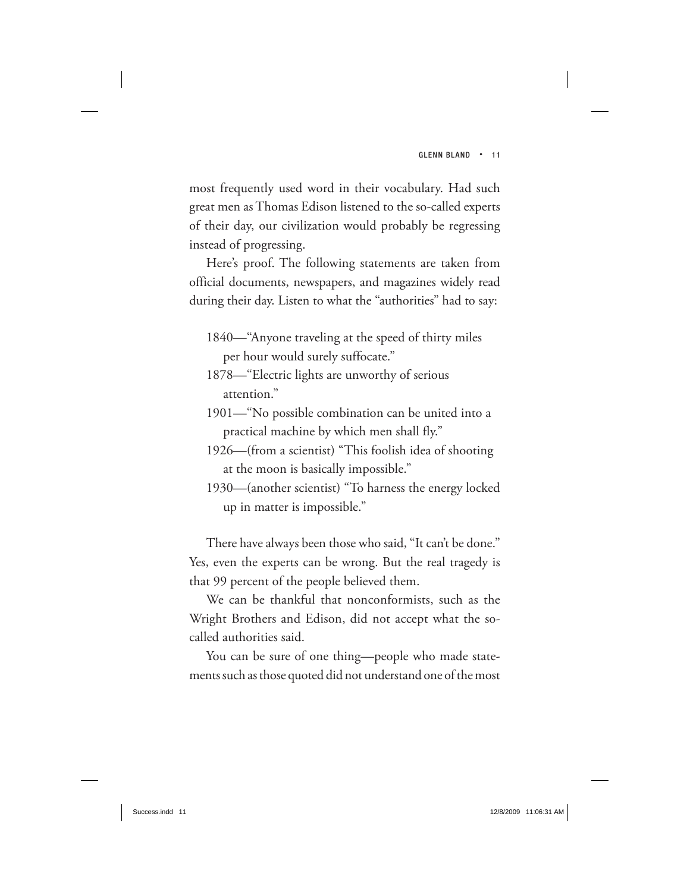most frequently used word in their vocabulary. Had such great men as Thomas Edison listened to the so-called experts of their day, our civilization would probably be regressing instead of progressing.

Here's proof. The following statements are taken from official documents, newspapers, and magazines widely read during their day. Listen to what the "authorities" had to say:

1840—"Anyone traveling at the speed of thirty miles per hour would surely suffocate."
1878—"Electric lights are unworthy of serious attention."
1901—"No possible combination can be united into a practical machine by which men shall fly."
1926—(from a scientist) "This foolish idea of shooting at the moon is basically impossible."
1930—(another scientist) "To harness the energy locked up in matter is impossible."

There have always been those who said, "It can't be done." Yes, even the experts can be wrong. But the real tragedy is that 99 percent of the people believed them.

We can be thankful that nonconformists, such as the Wright Brothers and Edison, did not accept what the so-called authorities said.

You can be sure of one thing—people who made statements such as those quoted did not understand one of the most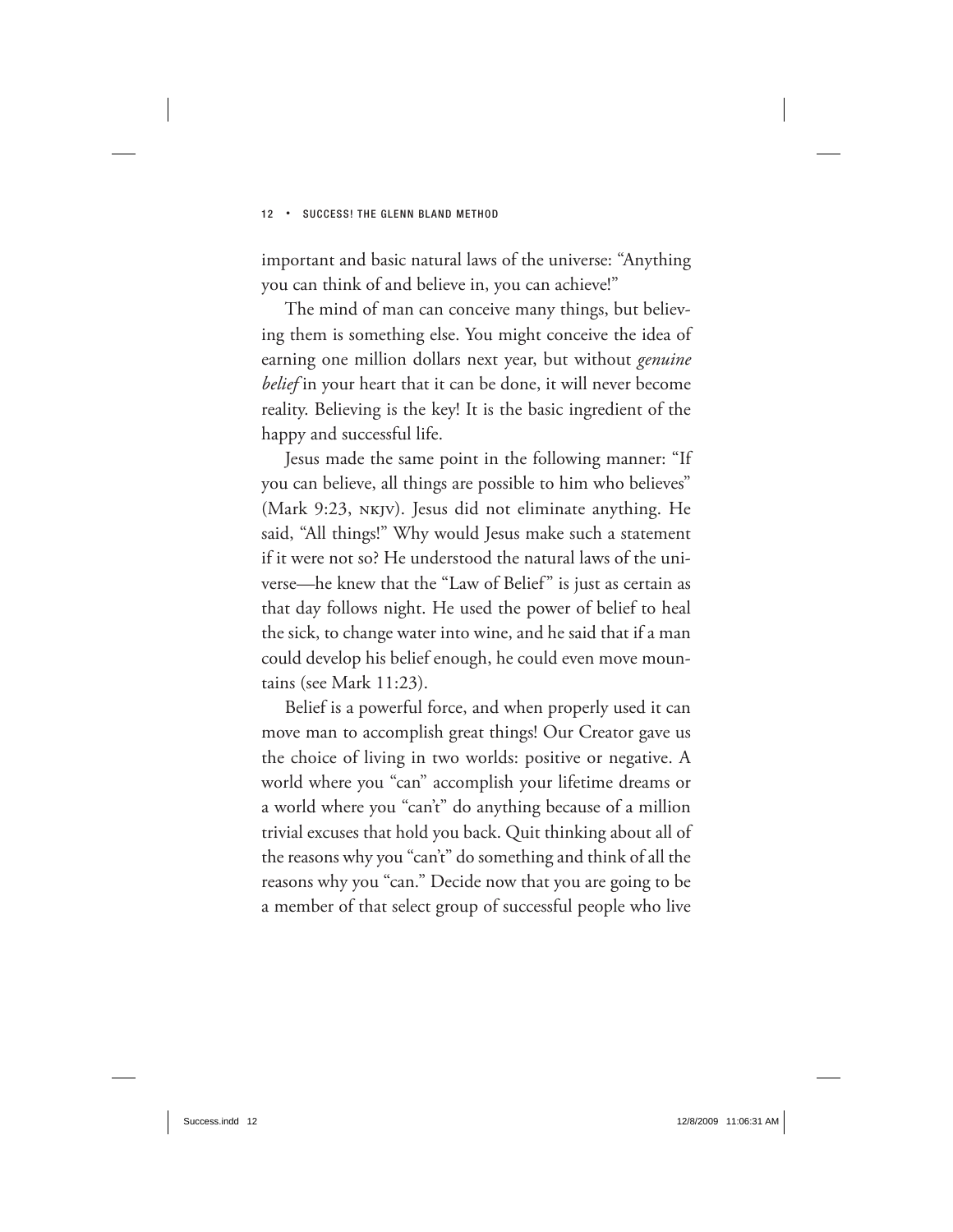important and basic natural laws of the universe: "Anything you can think of and believe in, you can achieve!"

The mind of man can conceive many things, but believing them is something else. You might conceive the idea of earning one million dollars next year, but without *genuine belief* in your heart that it can be done, it will never become reality. Believing is the key! It is the basic ingredient of the happy and successful life.

Jesus made the same point in the following manner: "If you can believe, all things are possible to him who believes" (Mark 9:23, NKJV). Jesus did not eliminate anything. He said, "All things!" Why would Jesus make such a statement if it were not so? He understood the natural laws of the universe—he knew that the "Law of Belief" is just as certain as that day follows night. He used the power of belief to heal the sick, to change water into wine, and he said that if a man could develop his belief enough, he could even move mountains (see Mark 11:23).

Belief is a powerful force, and when properly used it can move man to accomplish great things! Our Creator gave us the choice of living in two worlds: positive or negative. A world where you "can" accomplish your lifetime dreams or a world where you "can't" do anything because of a million trivial excuses that hold you back. Quit thinking about all of the reasons why you "can't" do something and think of all the reasons why you "can." Decide now that you are going to be a member of that select group of successful people who live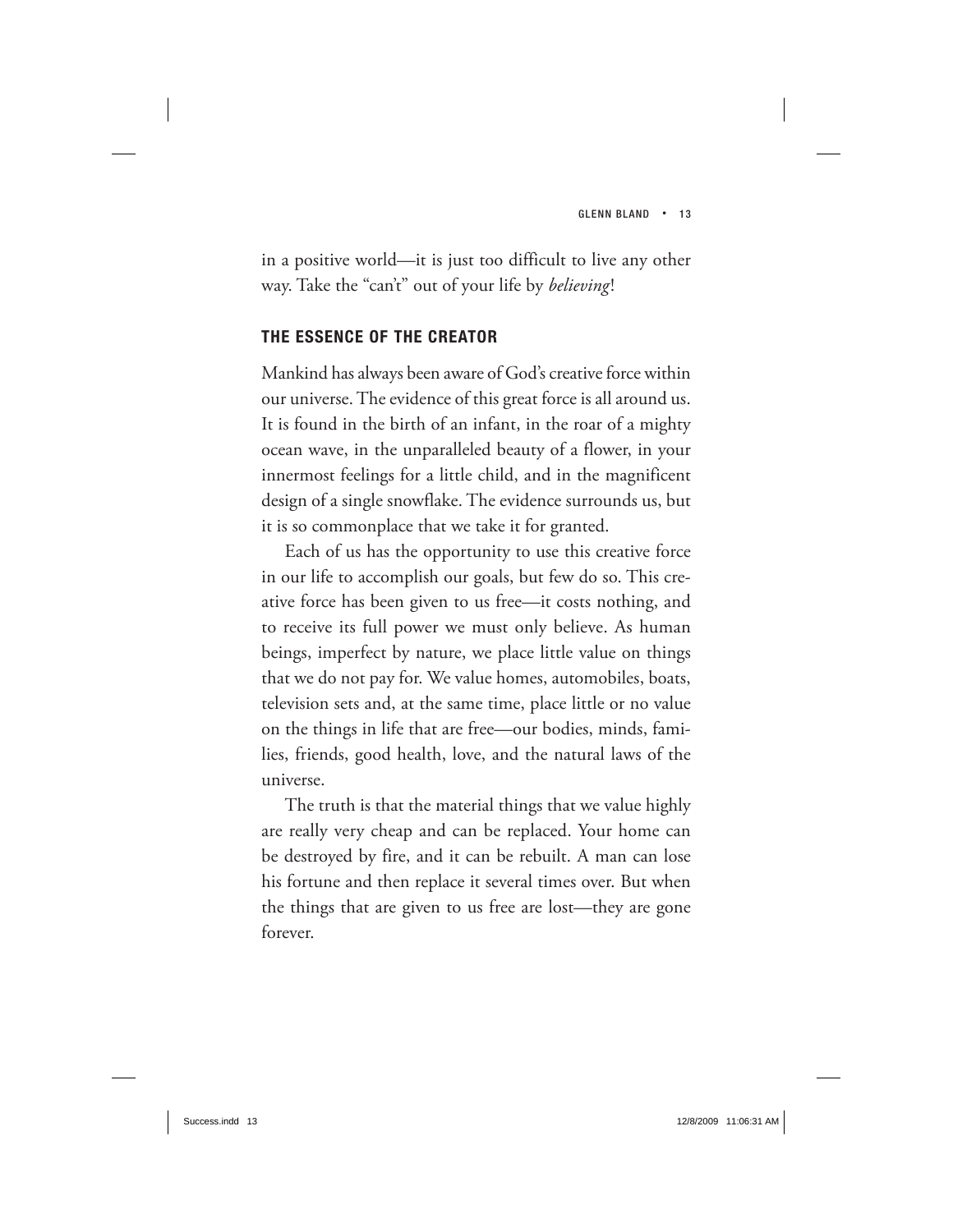in a positive world—it is just too difficult to live any other way. Take the "can't" out of your life by *believing*!

## THE ESSENCE OF THE CREATOR

Mankind has always been aware of God's creative force within our universe. The evidence of this great force is all around us. It is found in the birth of an infant, in the roar of a mighty ocean wave, in the unparalleled beauty of a flower, in your innermost feelings for a little child, and in the magnificent design of a single snowflake. The evidence surrounds us, but it is so commonplace that we take it for granted.

Each of us has the opportunity to use this creative force in our life to accomplish our goals, but few do so. This creative force has been given to us free—it costs nothing, and to receive its full power we must only believe. As human beings, imperfect by nature, we place little value on things that we do not pay for. We value homes, automobiles, boats, television sets and, at the same time, place little or no value on the things in life that are free—our bodies, minds, families, friends, good health, love, and the natural laws of the universe.

The truth is that the material things that we value highly are really very cheap and can be replaced. Your home can be destroyed by fire, and it can be rebuilt. A man can lose his fortune and then replace it several times over. But when the things that are given to us free are lost—they are gone forever.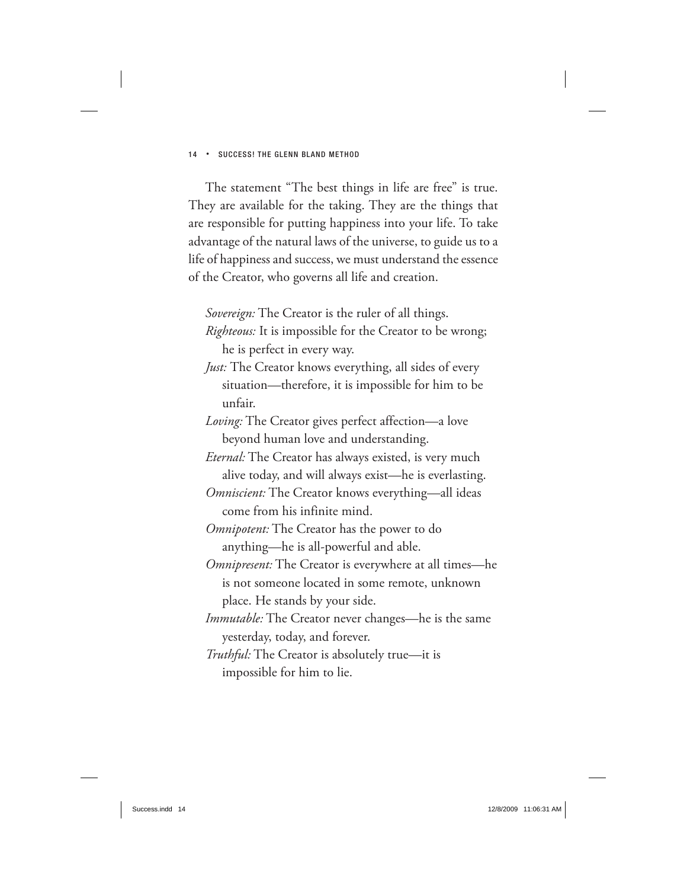The statement "The best things in life are free" is true. They are available for the taking. They are the things that are responsible for putting happiness into your life. To take advantage of the natural laws of the universe, to guide us to a life of happiness and success, we must understand the essence of the Creator, who governs all life and creation.

*Sovereign:* The Creator is the ruler of all things.

*Righteous:* It is impossible for the Creator to be wrong; he is perfect in every way.

*Just:* The Creator knows everything, all sides of every situation—therefore, it is impossible for him to be unfair.

*Loving:* The Creator gives perfect affection—a love beyond human love and understanding.

*Eternal:* The Creator has always existed, is very much alive today, and will always exist—he is everlasting.

*Omniscient:* The Creator knows everything—all ideas come from his infinite mind.

*Omnipotent:* The Creator has the power to do anything—he is all-powerful and able.

*Omnipresent:* The Creator is everywhere at all times—he is not someone located in some remote, unknown place. He stands by your side.

*Immutable:* The Creator never changes—he is the same yesterday, today, and forever.

*Truthful:* The Creator is absolutely true—it is impossible for him to lie.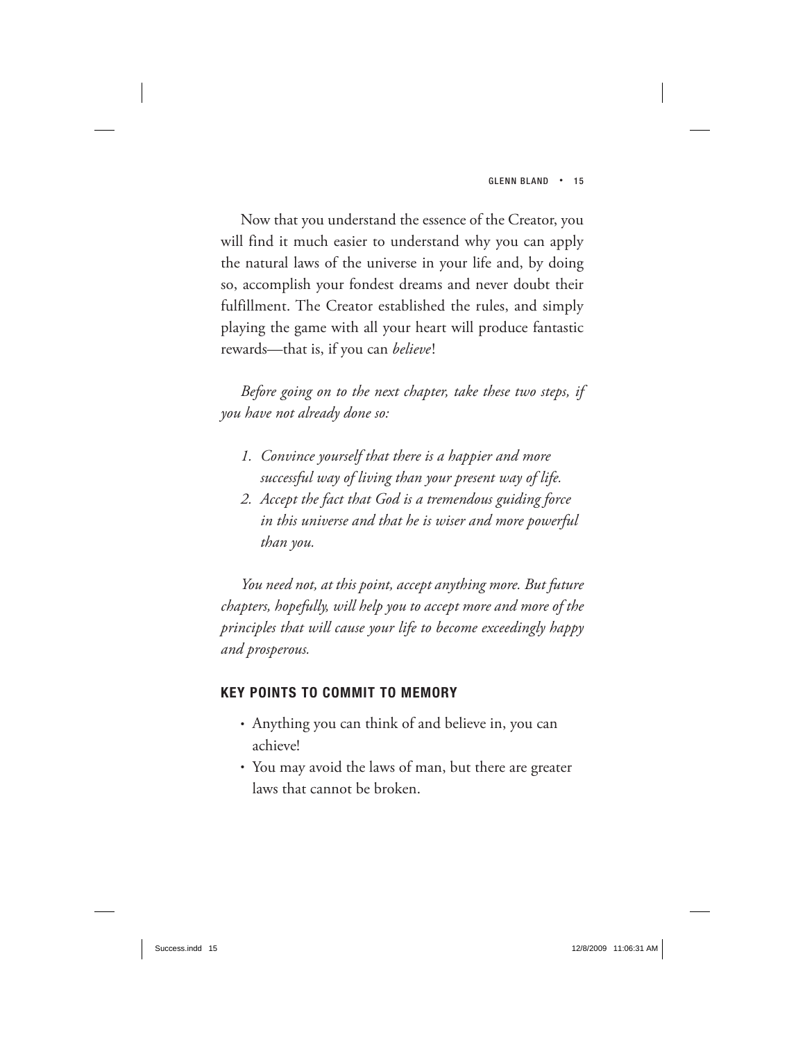Now that you understand the essence of the Creator, you will find it much easier to understand why you can apply the natural laws of the universe in your life and, by doing so, accomplish your fondest dreams and never doubt their fulfillment. The Creator established the rules, and simply playing the game with all your heart will produce fantastic rewards—that is, if you can *believe*!

*Before going on to the next chapter, take these two steps, if you have not already done so:*

1. *Convince yourself that there is a happier and more successful way of living than your present way of life.*
2. *Accept the fact that God is a tremendous guiding force in this universe and that he is wiser and more powerful than you.*

*You need not, at this point, accept anything more. But future chapters, hopefully, will help you to accept more and more of the principles that will cause your life to become exceedingly happy and prosperous.*

## KEY POINTS TO COMMIT TO MEMORY

- Anything you can think of and believe in, you can achieve!
- You may avoid the laws of man, but there are greater laws that cannot be broken.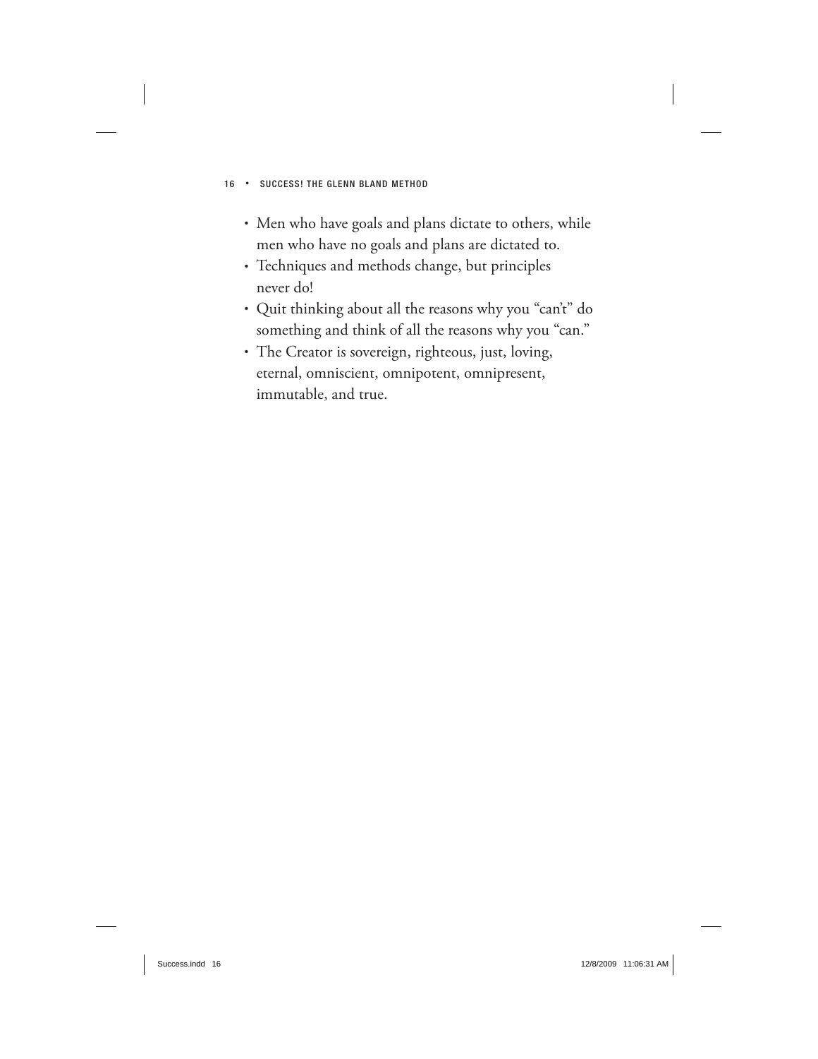- Men who have goals and plans dictate to others, while men who have no goals and plans are dictated to.
- Techniques and methods change, but principles never do!
- Quit thinking about all the reasons why you "can't" do something and think of all the reasons why you "can."
- The Creator is sovereign, righteous, just, loving, eternal, omniscient, omnipotent, omnipresent, immutable, and true.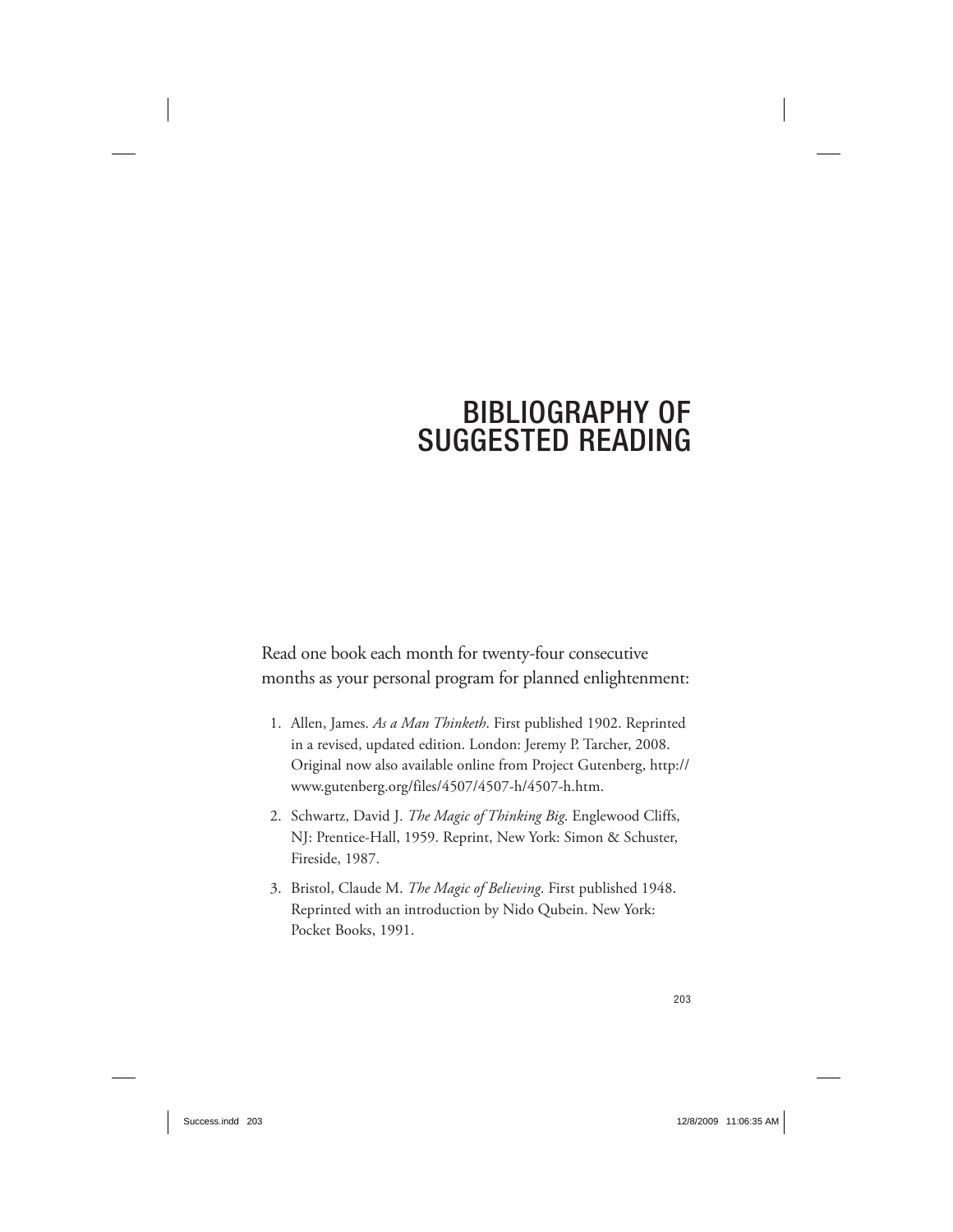# BIBLIOGRAPHY OF SUGGESTED READING

Read one book each month for twenty-four consecutive months as your personal program for planned enlightenment:

1. Allen, James. *As a Man Thinketh*. First published 1902. Reprinted in a revised, updated edition. London: Jeremy P. Tarcher, 2008. Original now also available online from Project Gutenberg, http://www.gutenberg.org/files/4507/4507-h/4507-h.htm.

2. Schwartz, David J. *The Magic of Thinking Big*. Englewood Cliffs, NJ: Prentice-Hall, 1959. Reprint, New York: Simon & Schuster, Fireside, 1987.

3. Bristol, Claude M. *The Magic of Believing*. First published 1948. Reprinted with an introduction by Nido Qubein. New York: Pocket Books, 1991.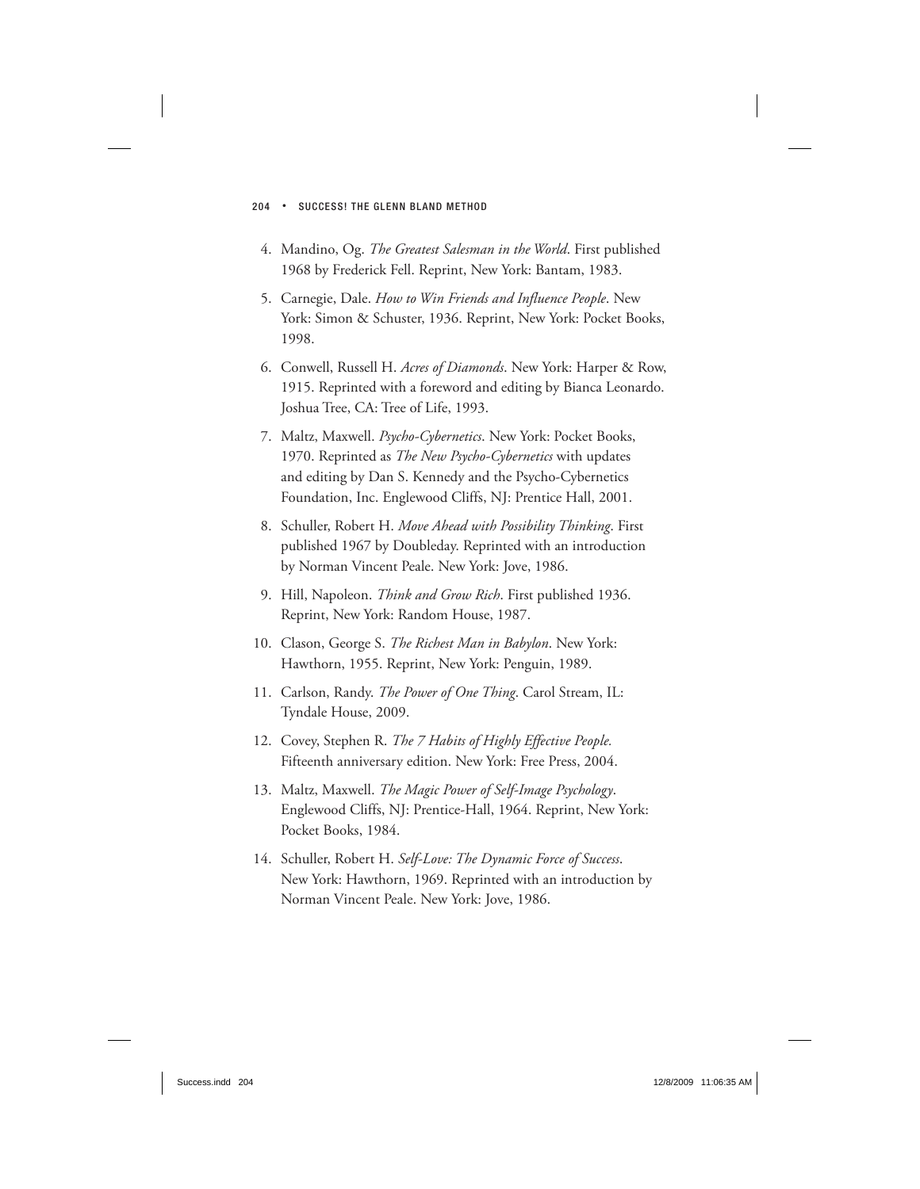4. Mandino, Og. *The Greatest Salesman in the World*. First published 1968 by Frederick Fell. Reprint, New York: Bantam, 1983.
5. Carnegie, Dale. *How to Win Friends and Influence People*. New York: Simon & Schuster, 1936. Reprint, New York: Pocket Books, 1998.
6. Conwell, Russell H. *Acres of Diamonds*. New York: Harper & Row, 1915. Reprinted with a foreword and editing by Bianca Leonardo. Joshua Tree, CA: Tree of Life, 1993.
7. Maltz, Maxwell. *Psycho-Cybernetics*. New York: Pocket Books, 1970. Reprinted as *The New Psycho-Cybernetics* with updates and editing by Dan S. Kennedy and the Psycho-Cybernetics Foundation, Inc. Englewood Cliffs, NJ: Prentice Hall, 2001.
8. Schuller, Robert H. *Move Ahead with Possibility Thinking*. First published 1967 by Doubleday. Reprinted with an introduction by Norman Vincent Peale. New York: Jove, 1986.
9. Hill, Napoleon. *Think and Grow Rich*. First published 1936. Reprint, New York: Random House, 1987.
10. Clason, George S. *The Richest Man in Babylon*. New York: Hawthorn, 1955. Reprint, New York: Penguin, 1989.
11. Carlson, Randy. *The Power of One Thing*. Carol Stream, IL: Tyndale House, 2009.
12. Covey, Stephen R. *The 7 Habits of Highly Effective People.* Fifteenth anniversary edition. New York: Free Press, 2004.
13. Maltz, Maxwell. *The Magic Power of Self-Image Psychology*. Englewood Cliffs, NJ: Prentice-Hall, 1964. Reprint, New York: Pocket Books, 1984.
14. Schuller, Robert H. *Self-Love: The Dynamic Force of Success*. New York: Hawthorn, 1969. Reprinted with an introduction by Norman Vincent Peale. New York: Jove, 1986.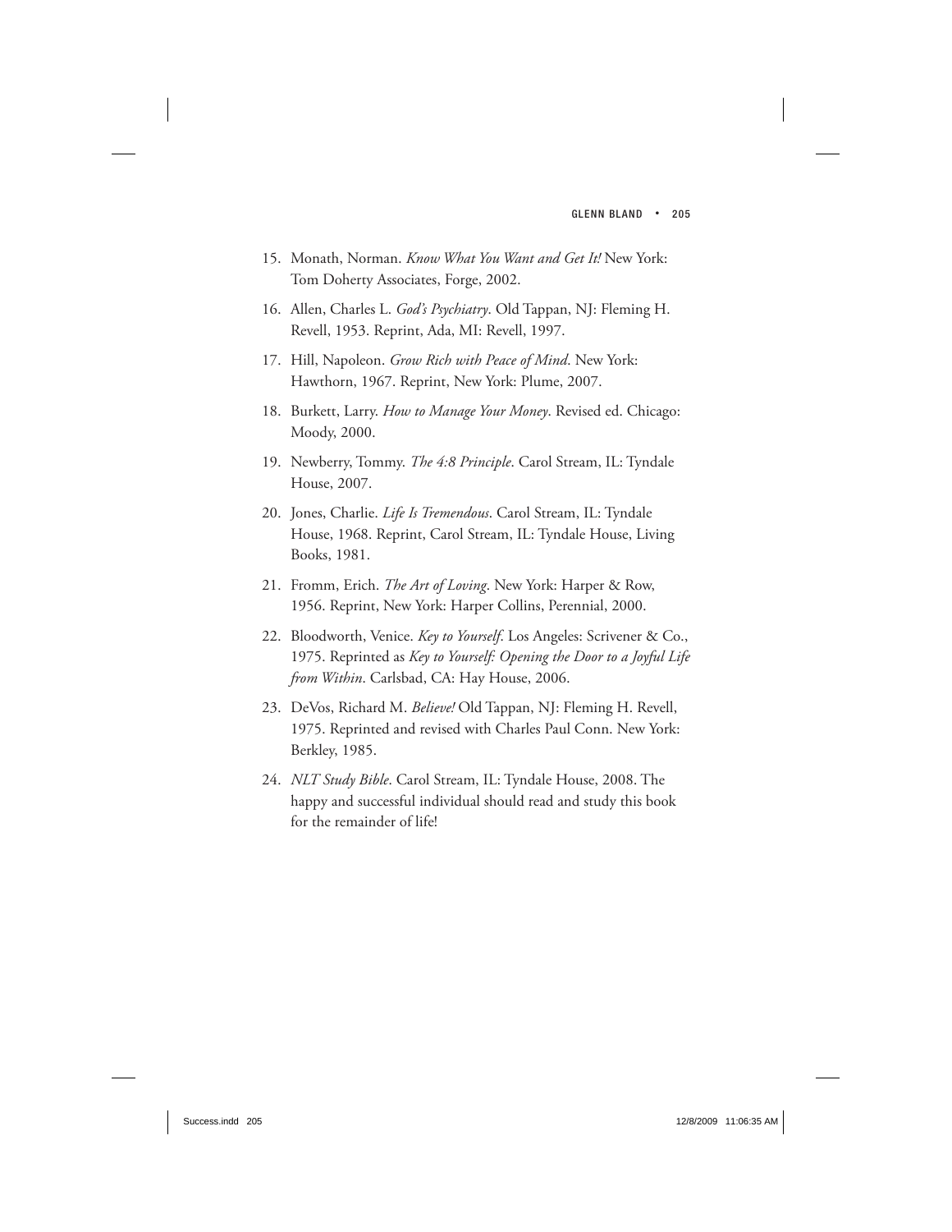15. Monath, Norman. *Know What You Want and Get It!* New York: Tom Doherty Associates, Forge, 2002.
16. Allen, Charles L. *God's Psychiatry*. Old Tappan, NJ: Fleming H. Revell, 1953. Reprint, Ada, MI: Revell, 1997.
17. Hill, Napoleon. *Grow Rich with Peace of Mind*. New York: Hawthorn, 1967. Reprint, New York: Plume, 2007.
18. Burkett, Larry. *How to Manage Your Money*. Revised ed. Chicago: Moody, 2000.
19. Newberry, Tommy. *The 4:8 Principle*. Carol Stream, IL: Tyndale House, 2007.
20. Jones, Charlie. *Life Is Tremendous*. Carol Stream, IL: Tyndale House, 1968. Reprint, Carol Stream, IL: Tyndale House, Living Books, 1981.
21. Fromm, Erich. *The Art of Loving*. New York: Harper & Row, 1956. Reprint, New York: Harper Collins, Perennial, 2000.
22. Bloodworth, Venice. *Key to Yourself*. Los Angeles: Scrivener & Co., 1975. Reprinted as *Key to Yourself: Opening the Door to a Joyful Life from Within*. Carlsbad, CA: Hay House, 2006.
23. DeVos, Richard M. *Believe!* Old Tappan, NJ: Fleming H. Revell, 1975. Reprinted and revised with Charles Paul Conn. New York: Berkley, 1985.
24. *NLT Study Bible*. Carol Stream, IL: Tyndale House, 2008. The happy and successful individual should read and study this book for the remainder of life!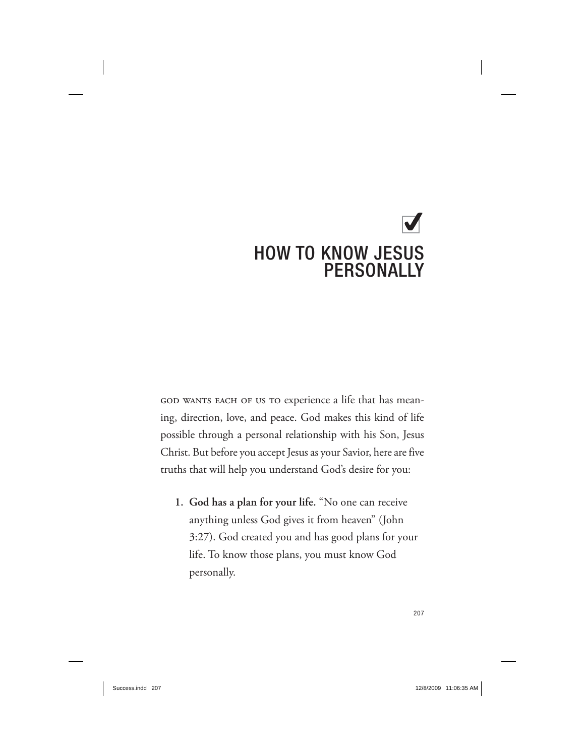# HOW TO KNOW JESUS PERSONALLY

GOD WANTS EACH OF US TO experience a life that has meaning, direction, love, and peace. God makes this kind of life possible through a personal relationship with his Son, Jesus Christ. But before you accept Jesus as your Savior, here are five truths that will help you understand God's desire for you:

1. **God has a plan for your life.** "No one can receive anything unless God gives it from heaven" (John 3:27). God created you and has good plans for your life. To know those plans, you must know God personally.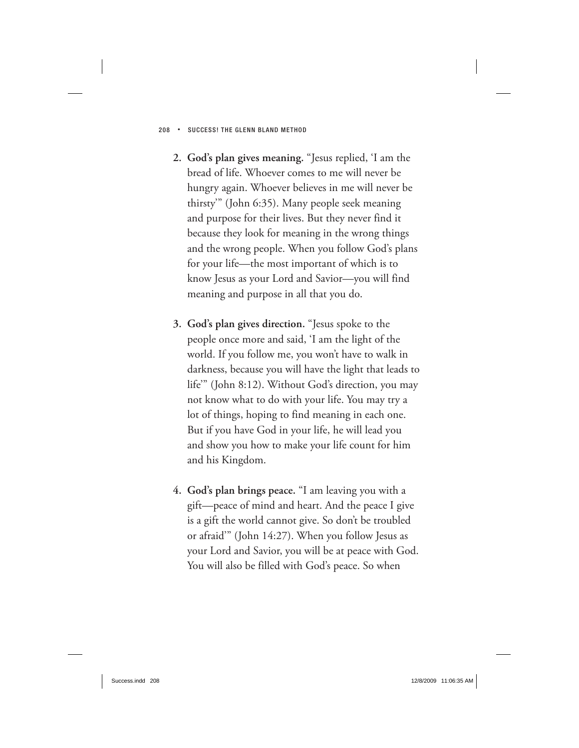2. **God's plan gives meaning.** "Jesus replied, 'I am the bread of life. Whoever comes to me will never be hungry again. Whoever believes in me will never be thirsty'" (John 6:35). Many people seek meaning and purpose for their lives. But they never find it because they look for meaning in the wrong things and the wrong people. When you follow God's plans for your life—the most important of which is to know Jesus as your Lord and Savior—you will find meaning and purpose in all that you do.

3. **God's plan gives direction.** "Jesus spoke to the people once more and said, 'I am the light of the world. If you follow me, you won't have to walk in darkness, because you will have the light that leads to life'" (John 8:12). Without God's direction, you may not know what to do with your life. You may try a lot of things, hoping to find meaning in each one. But if you have God in your life, he will lead you and show you how to make your life count for him and his Kingdom.

4. **God's plan brings peace.** "I am leaving you with a gift—peace of mind and heart. And the peace I give is a gift the world cannot give. So don't be troubled or afraid'" (John 14:27). When you follow Jesus as your Lord and Savior, you will be at peace with God. You will also be filled with God's peace. So when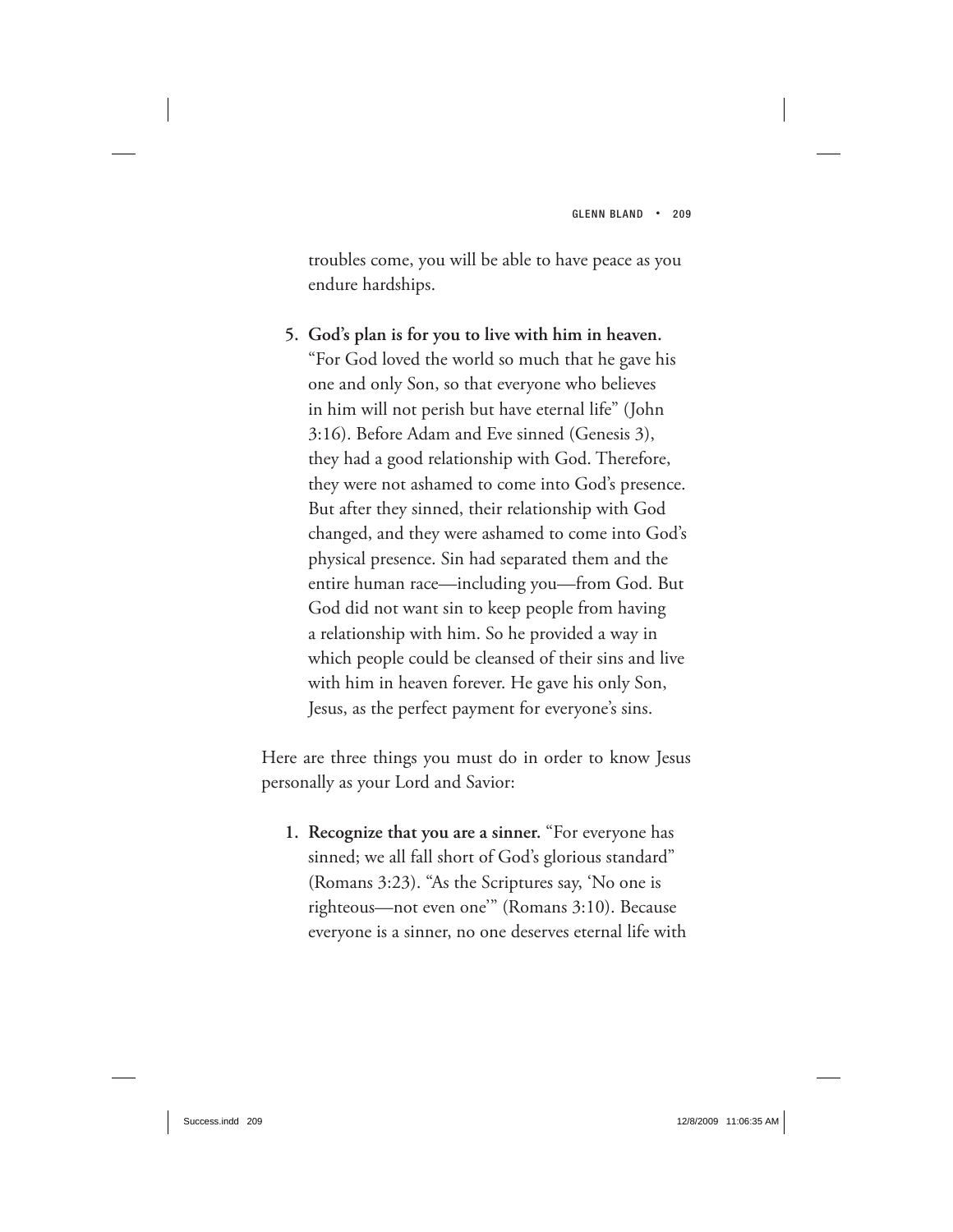troubles come, you will be able to have peace as you endure hardships.

5. **God's plan is for you to live with him in heaven.** "For God loved the world so much that he gave his one and only Son, so that everyone who believes in him will not perish but have eternal life" (John 3:16). Before Adam and Eve sinned (Genesis 3), they had a good relationship with God. Therefore, they were not ashamed to come into God's presence. But after they sinned, their relationship with God changed, and they were ashamed to come into God's physical presence. Sin had separated them and the entire human race—including you—from God. But God did not want sin to keep people from having a relationship with him. So he provided a way in which people could be cleansed of their sins and live with him in heaven forever. He gave his only Son, Jesus, as the perfect payment for everyone's sins.

Here are three things you must do in order to know Jesus personally as your Lord and Savior:

1. **Recognize that you are a sinner.** "For everyone has sinned; we all fall short of God's glorious standard" (Romans 3:23). "As the Scriptures say, 'No one is righteous—not even one'" (Romans 3:10). Because everyone is a sinner, no one deserves eternal life with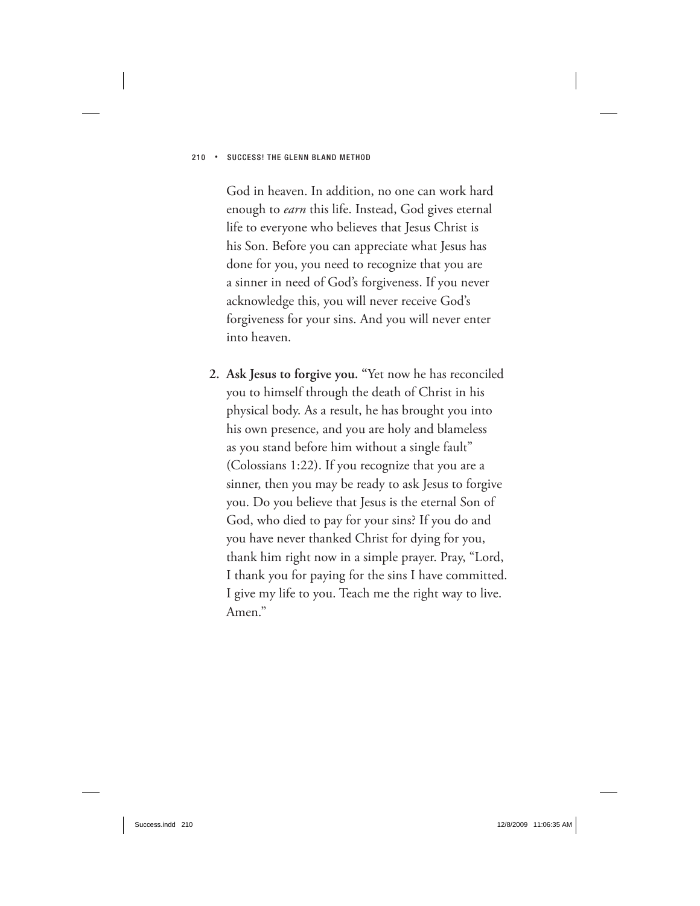God in heaven. In addition, no one can work hard enough to *earn* this life. Instead, God gives eternal life to everyone who believes that Jesus Christ is his Son. Before you can appreciate what Jesus has done for you, you need to recognize that you are a sinner in need of God's forgiveness. If you never acknowledge this, you will never receive God's forgiveness for your sins. And you will never enter into heaven.

2. **Ask Jesus to forgive you.** "Yet now he has reconciled you to himself through the death of Christ in his physical body. As a result, he has brought you into his own presence, and you are holy and blameless as you stand before him without a single fault" (Colossians 1:22). If you recognize that you are a sinner, then you may be ready to ask Jesus to forgive you. Do you believe that Jesus is the eternal Son of God, who died to pay for your sins? If you do and you have never thanked Christ for dying for you, thank him right now in a simple prayer. Pray, "Lord, I thank you for paying for the sins I have committed. I give my life to you. Teach me the right way to live. Amen."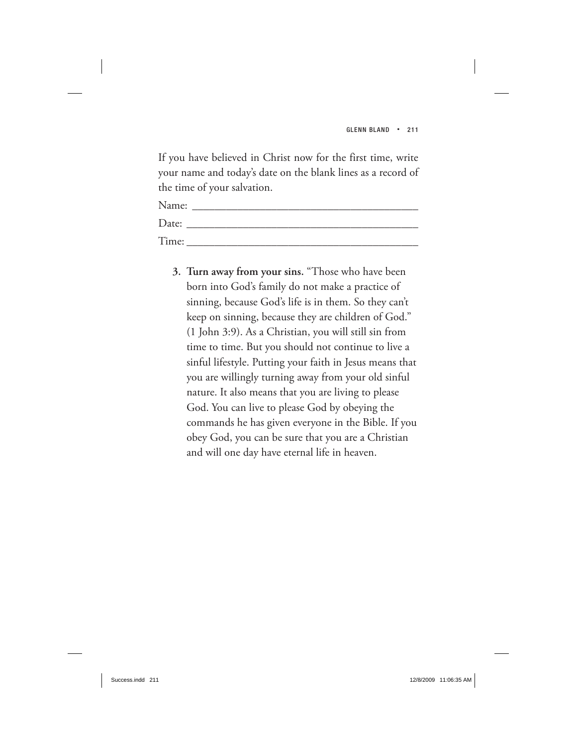If you have believed in Christ now for the first time, write your name and today's date on the blank lines as a record of the time of your salvation.

Name: ________________________________________

Date: ________________________________________

Time: ________________________________________

3. **Turn away from your sins.** "Those who have been born into God's family do not make a practice of sinning, because God's life is in them. So they can't keep on sinning, because they are children of God." (1 John 3:9). As a Christian, you will still sin from time to time. But you should not continue to live a sinful lifestyle. Putting your faith in Jesus means that you are willingly turning away from your old sinful nature. It also means that you are living to please God. You can live to please God by obeying the commands he has given everyone in the Bible. If you obey God, you can be sure that you are a Christian and will one day have eternal life in heaven.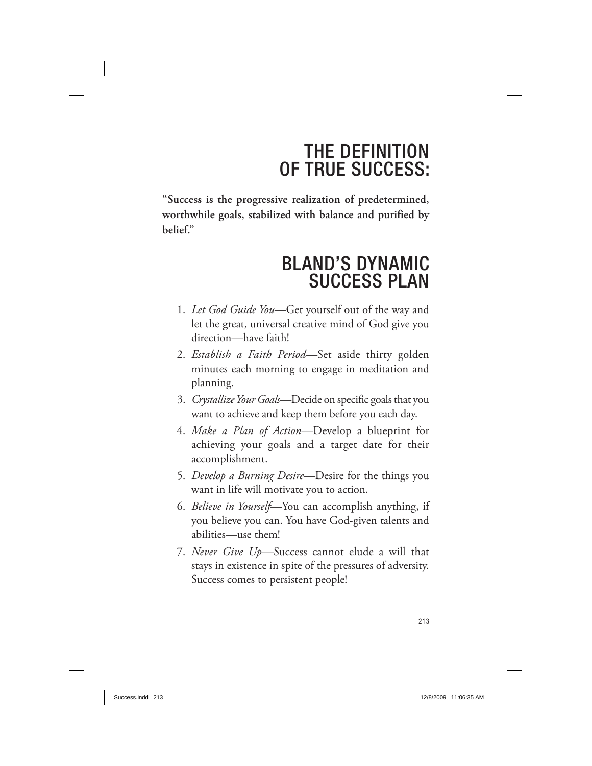# THE DEFINITION OF TRUE SUCCESS:

**"Success is the progressive realization of predetermined, worthwhile goals, stabilized with balance and purified by belief."**

# BLAND'S DYNAMIC SUCCESS PLAN

1. *Let God Guide You*—Get yourself out of the way and let the great, universal creative mind of God give you direction—have faith!
2. *Establish a Faith Period*—Set aside thirty golden minutes each morning to engage in meditation and planning.
3. *Crystallize Your Goals*—Decide on specific goals that you want to achieve and keep them before you each day.
4. *Make a Plan of Action*—Develop a blueprint for achieving your goals and a target date for their accomplishment.
5. *Develop a Burning Desire*—Desire for the things you want in life will motivate you to action.
6. *Believe in Yourself*—You can accomplish anything, if you believe you can. You have God-given talents and abilities—use them!
7. *Never Give Up*—Success cannot elude a will that stays in existence in spite of the pressures of adversity. Success comes to persistent people!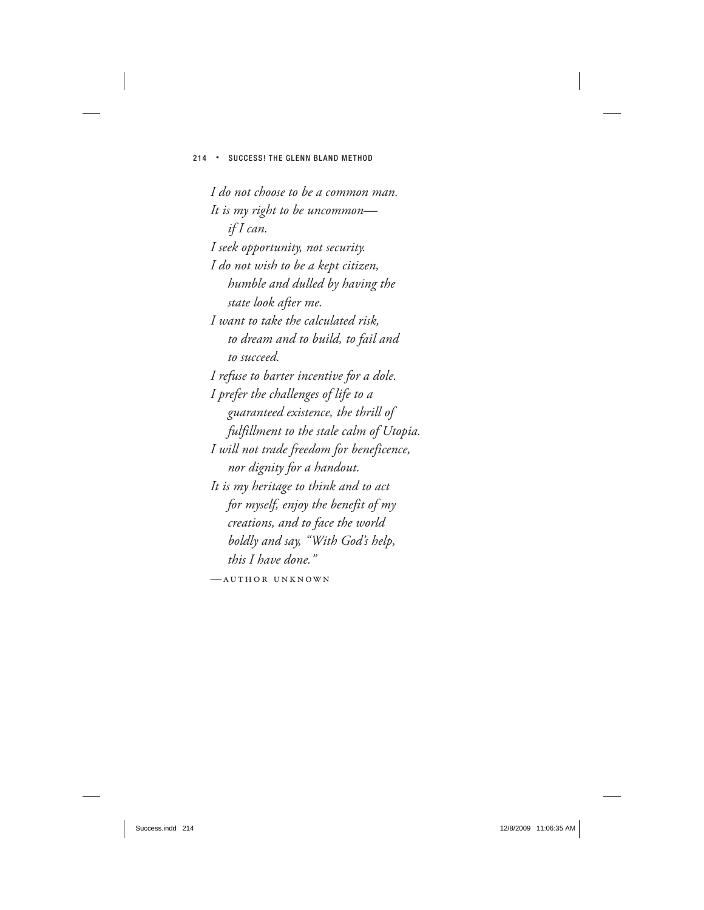*I do not choose to be a common man.*
*It is my right to be uncommon—*
*if I can.*
*I seek opportunity, not security.*
*I do not wish to be a kept citizen,*
*humble and dulled by having the*
*state look after me.*
*I want to take the calculated risk,*
*to dream and to build, to fail and*
*to succeed.*
*I refuse to barter incentive for a dole.*
*I prefer the challenges of life to a*
*guaranteed existence, the thrill of*
*fulfillment to the stale calm of Utopia.*
*I will not trade freedom for beneficence,*
*nor dignity for a handout.*
*It is my heritage to think and to act*
*for myself, enjoy the benefit of my*
*creations, and to face the world*
*boldly and say, "With God's help,*
*this I have done."*

—AUTHOR UNKNOWN